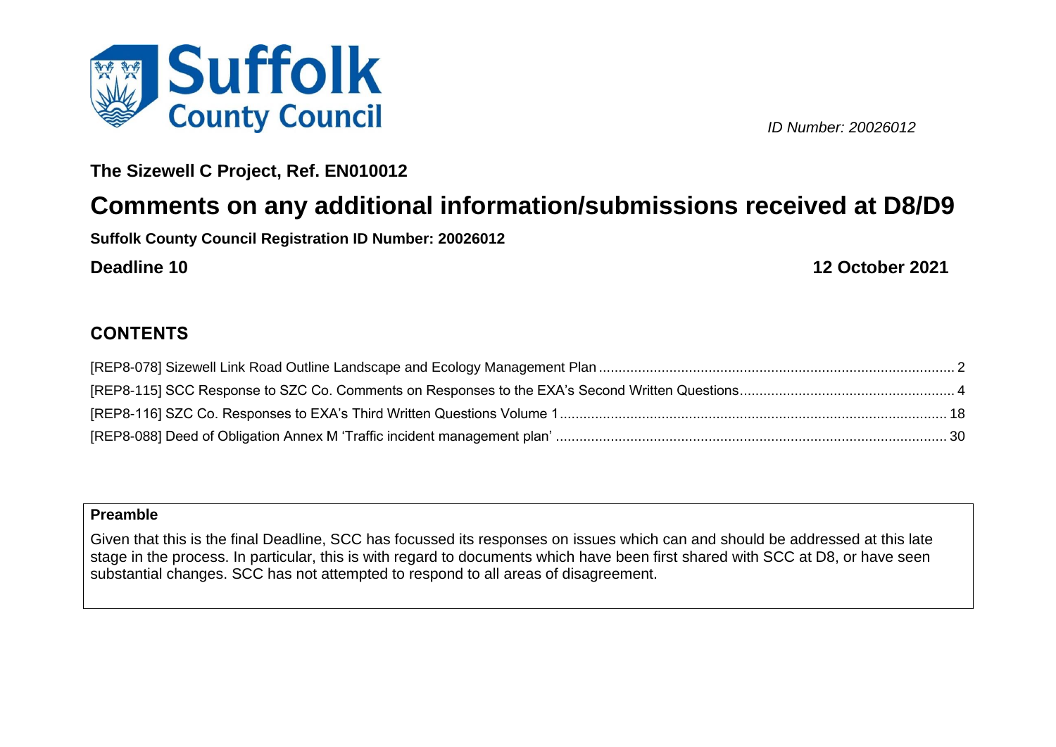Suffolk County Council

*ID Number: 20026012*

**The Sizewell C Project, Ref. EN010012**

# Comments on any additional information/submissions received at D8/D9

**Suffolk County Council Registration ID Number: 20026012**

**Deadline 10** **12 October 2021**

## CONTENTS

[REP8-078] Sizewell Link Road Outline Landscape and Ecology Management Plan .......... 2

[REP8-115] SCC Response to SZC Co. Comments on Responses to the EXA's Second Written Questions .......... 4

[REP8-116] SZC Co. Responses to EXA's Third Written Questions Volume 1 .......... 18

[REP8-088] Deed of Obligation Annex M 'Traffic incident management plan' .......... 30

| **Preamble** |
|---|
| Given that this is the final Deadline, SCC has focussed its responses on issues which can and should be addressed at this late stage in the process. In particular, this is with regard to documents which have been first shared with SCC at D8, or have seen substantial changes. SCC has not attempted to respond to all areas of disagreement. |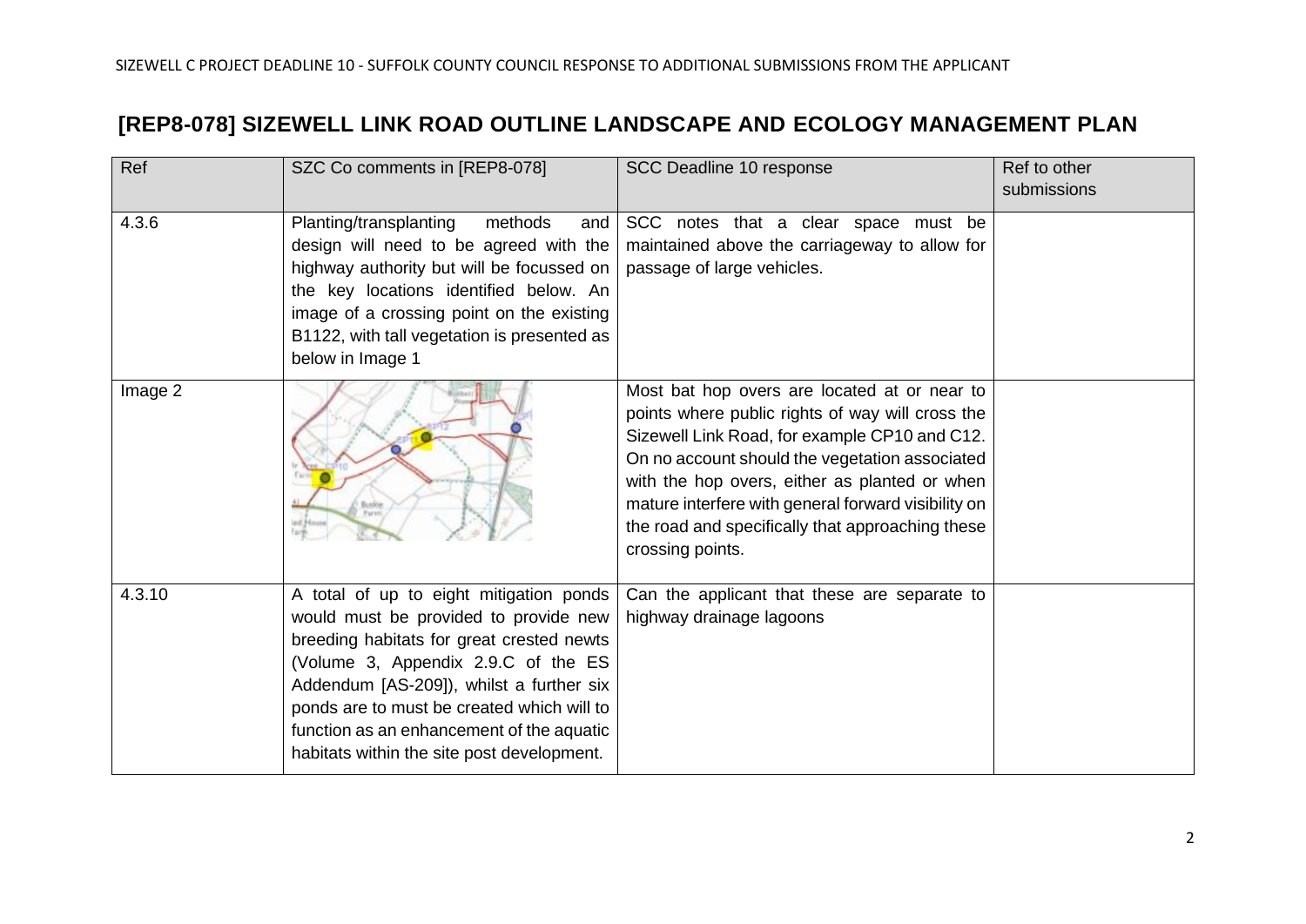## [REP8-078] SIZEWELL LINK ROAD OUTLINE LANDSCAPE AND ECOLOGY MANAGEMENT PLAN

| Ref | SZC Co comments in [REP8-078] | SCC Deadline 10 response | Ref to other submissions |
|---|---|---|---|
| 4.3.6 | Planting/transplanting methods and design will need to be agreed with the highway authority but will be focussed on the key locations identified below. An image of a crossing point on the existing B1122, with tall vegetation is presented as below in Image 1 | SCC notes that a clear space must be maintained above the carriageway to allow for passage of large vehicles. | |
| Image 2 | | Most bat hop overs are located at or near to points where public rights of way will cross the Sizewell Link Road, for example CP10 and C12. On no account should the vegetation associated with the hop overs, either as planted or when mature interfere with general forward visibility on the road and specifically that approaching these crossing points. | |
| 4.3.10 | A total of up to eight mitigation ponds would must be provided to provide new breeding habitats for great crested newts (Volume 3, Appendix 2.9.C of the ES Addendum [AS-209]), whilst a further six ponds are to must be created which will to function as an enhancement of the aquatic habitats within the site post development. | Can the applicant that these are separate to highway drainage lagoons | |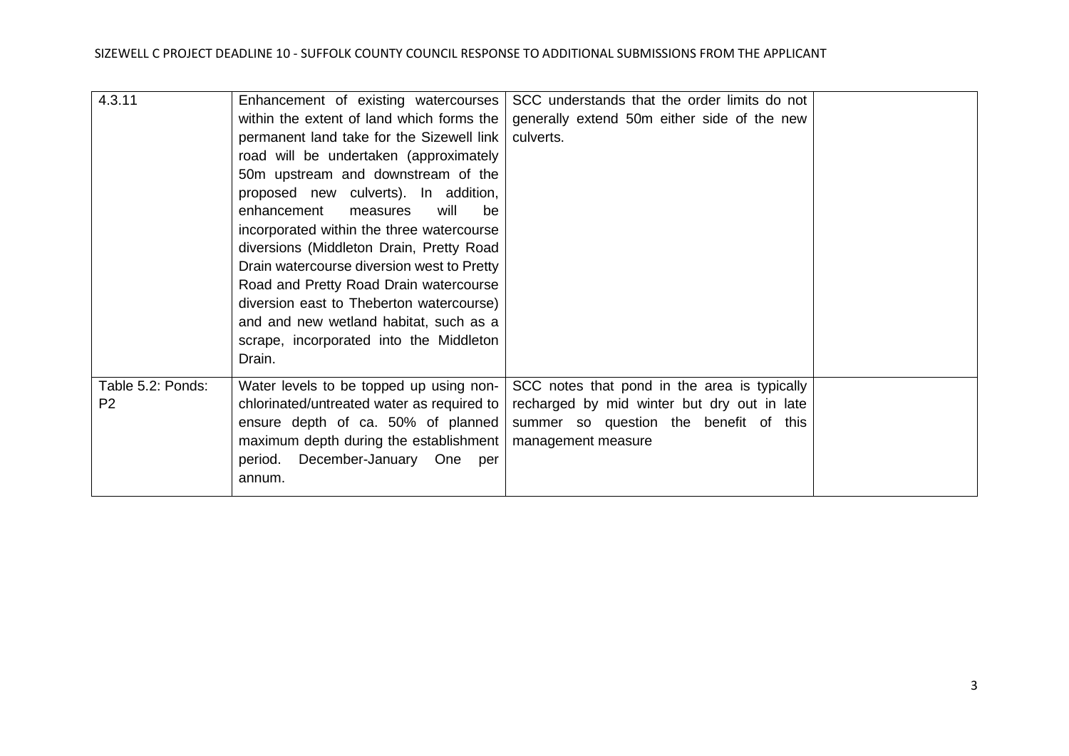| | | | |
|---|---|---|---|
| 4.3.11 | Enhancement of existing watercourses within the extent of land which forms the permanent land take for the Sizewell link road will be undertaken (approximately 50m upstream and downstream of the proposed new culverts). In addition, enhancement measures will be incorporated within the three watercourse diversions (Middleton Drain, Pretty Road Drain watercourse diversion west to Pretty Road and Pretty Road Drain watercourse diversion east to Theberton watercourse) and and new wetland habitat, such as a scrape, incorporated into the Middleton Drain. | SCC understands that the order limits do not generally extend 50m either side of the new culverts. | |
| Table 5.2: Ponds: P2 | Water levels to be topped up using non-chlorinated/untreated water as required to ensure depth of ca. 50% of planned maximum depth during the establishment period. December-January One per annum. | SCC notes that pond in the area is typically recharged by mid winter but dry out in late summer so question the benefit of this management measure | |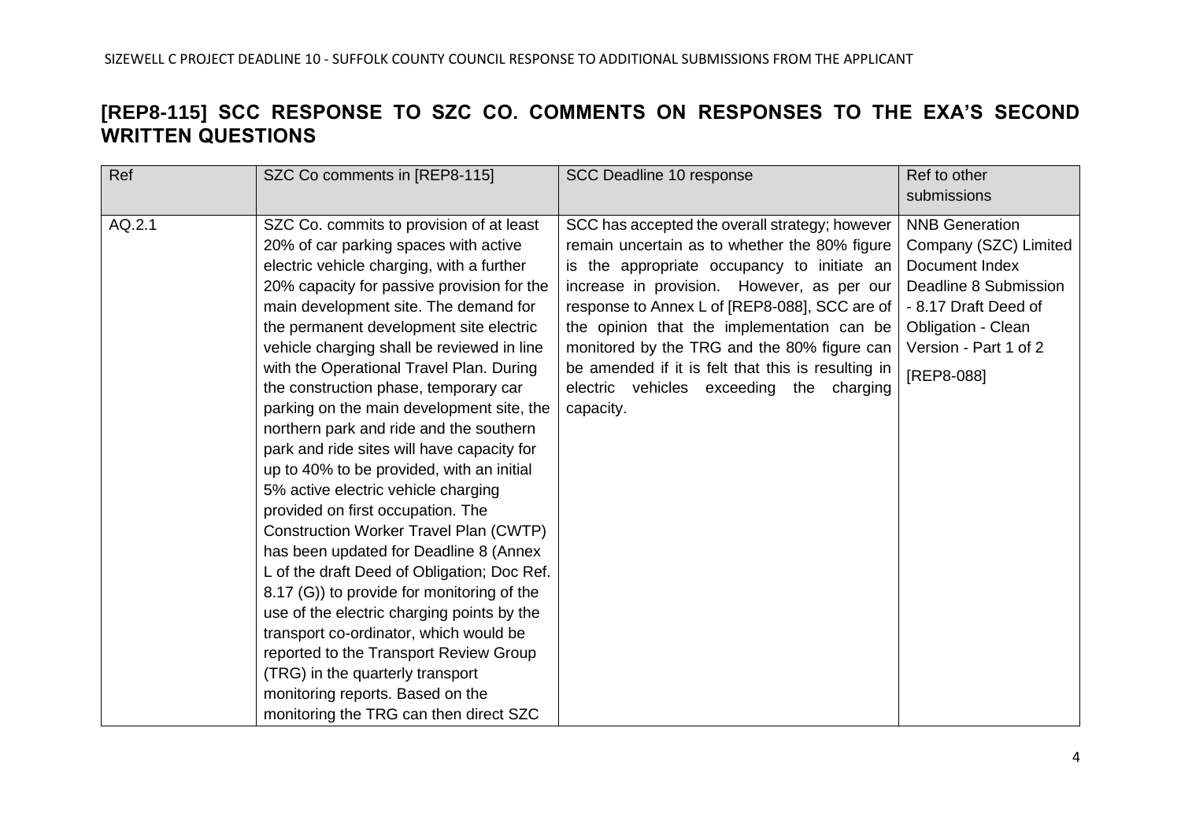## [REP8-115] SCC RESPONSE TO SZC CO. COMMENTS ON RESPONSES TO THE EXA'S SECOND WRITTEN QUESTIONS

| Ref | SZC Co comments in [REP8-115] | SCC Deadline 10 response | Ref to other submissions |
|---|---|---|---|
| AQ.2.1 | SZC Co. commits to provision of at least 20% of car parking spaces with active electric vehicle charging, with a further 20% capacity for passive provision for the main development site. The demand for the permanent development site electric vehicle charging shall be reviewed in line with the Operational Travel Plan. During the construction phase, temporary car parking on the main development site, the northern park and ride and the southern park and ride sites will have capacity for up to 40% to be provided, with an initial 5% active electric vehicle charging provided on first occupation. The Construction Worker Travel Plan (CWTP) has been updated for Deadline 8 (Annex L of the draft Deed of Obligation; Doc Ref. 8.17 (G)) to provide for monitoring of the use of the electric charging points by the transport co-ordinator, which would be reported to the Transport Review Group (TRG) in the quarterly transport monitoring reports. Based on the monitoring the TRG can then direct SZC | SCC has accepted the overall strategy; however remain uncertain as to whether the 80% figure is the appropriate occupancy to initiate an increase in provision. However, as per our response to Annex L of [REP8-088], SCC are of the opinion that the implementation can be monitored by the TRG and the 80% figure can be amended if it is felt that this is resulting in electric vehicles exceeding the charging capacity. | NNB Generation Company (SZC) Limited Document Index Deadline 8 Submission - 8.17 Draft Deed of Obligation - Clean Version - Part 1 of 2<br><br>[REP8-088] |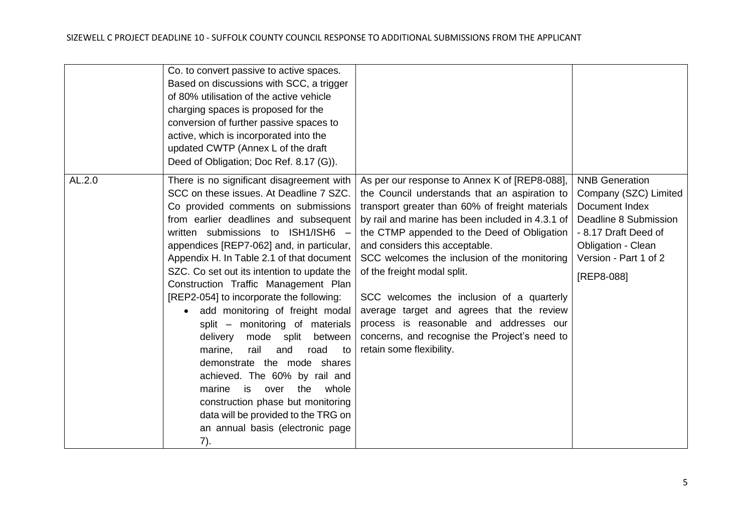| | | | |
|---|---|---|---|
| | Co. to convert passive to active spaces. Based on discussions with SCC, a trigger of 80% utilisation of the active vehicle charging spaces is proposed for the conversion of further passive spaces to active, which is incorporated into the updated CWTP (Annex L of the draft Deed of Obligation; Doc Ref. 8.17 (G)). | | |
| AL.2.0 | There is no significant disagreement with SCC on these issues. At Deadline 7 SZC. Co provided comments on submissions from earlier deadlines and subsequent written submissions to ISH1/ISH6 – appendices [REP7-062] and, in particular, Appendix H. In Table 2.1 of that document SZC. Co set out its intention to update the Construction Traffic Management Plan [REP2-054] to incorporate the following:<br>• add monitoring of freight modal split – monitoring of materials delivery mode split between marine, rail and road to demonstrate the mode shares achieved. The 60% by rail and marine is over the whole construction phase but monitoring data will be provided to the TRG on an annual basis (electronic page 7). | As per our response to Annex K of [REP8-088], the Council understands that an aspiration to transport greater than 60% of freight materials by rail and marine has been included in 4.3.1 of the CTMP appended to the Deed of Obligation and considers this acceptable.<br>SCC welcomes the inclusion of the monitoring of the freight modal split.<br><br>SCC welcomes the inclusion of a quarterly average target and agrees that the review process is reasonable and addresses our concerns, and recognise the Project's need to retain some flexibility. | NNB Generation Company (SZC) Limited Document Index Deadline 8 Submission - 8.17 Draft Deed of Obligation - Clean Version - Part 1 of 2<br><br>[REP8-088] |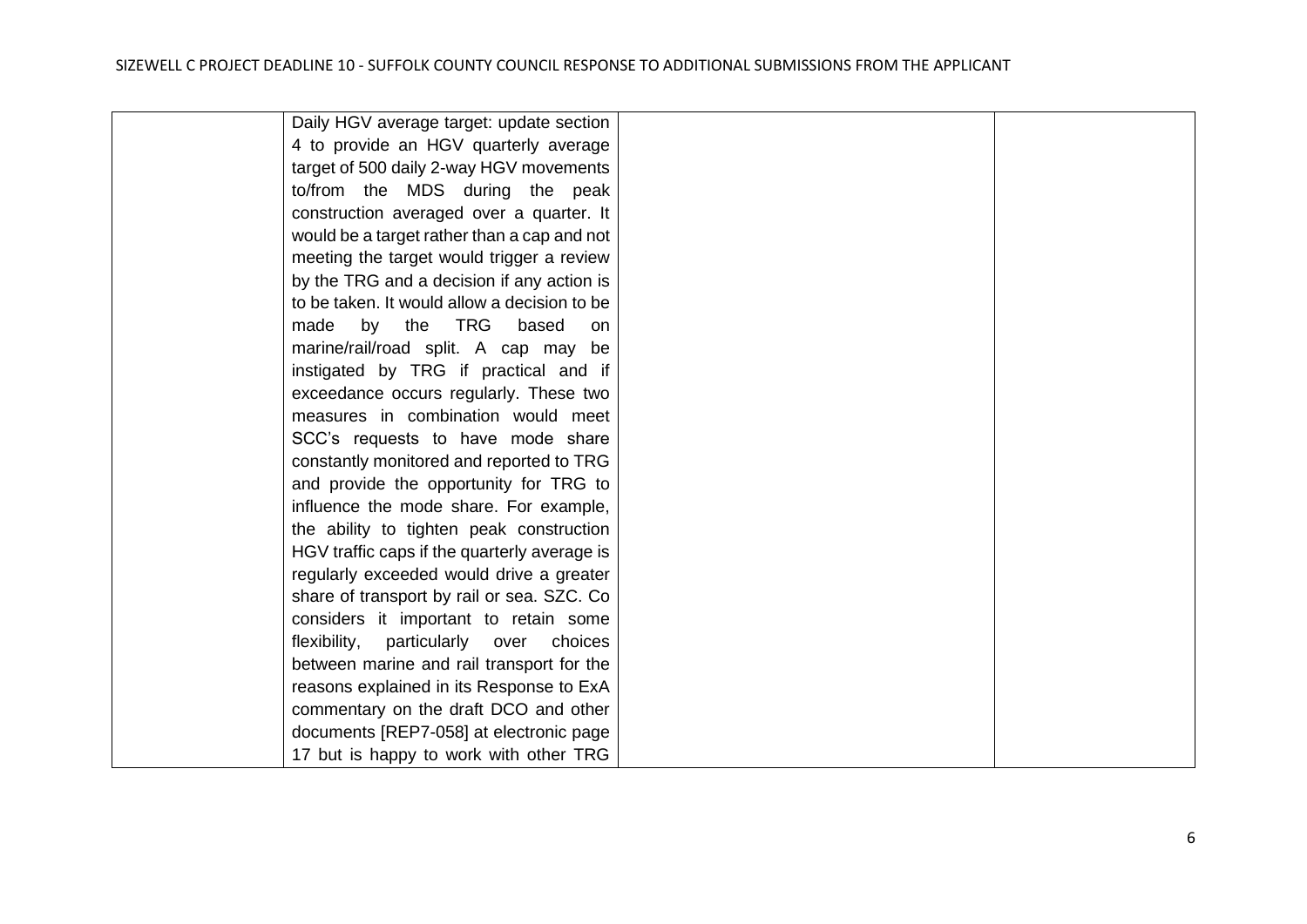| | | | |
|---|---|---|---|
| | Daily HGV average target: update section 4 to provide an HGV quarterly average target of 500 daily 2-way HGV movements to/from the MDS during the peak construction averaged over a quarter. It would be a target rather than a cap and not meeting the target would trigger a review by the TRG and a decision if any action is to be taken. It would allow a decision to be made by the TRG based on marine/rail/road split. A cap may be instigated by TRG if practical and if exceedance occurs regularly. These two measures in combination would meet SCC's requests to have mode share constantly monitored and reported to TRG and provide the opportunity for TRG to influence the mode share. For example, the ability to tighten peak construction HGV traffic caps if the quarterly average is regularly exceeded would drive a greater share of transport by rail or sea. SZC. Co considers it important to retain some flexibility, particularly over choices between marine and rail transport for the reasons explained in its Response to ExA commentary on the draft DCO and other documents [REP7-058] at electronic page 17 but is happy to work with other TRG | | |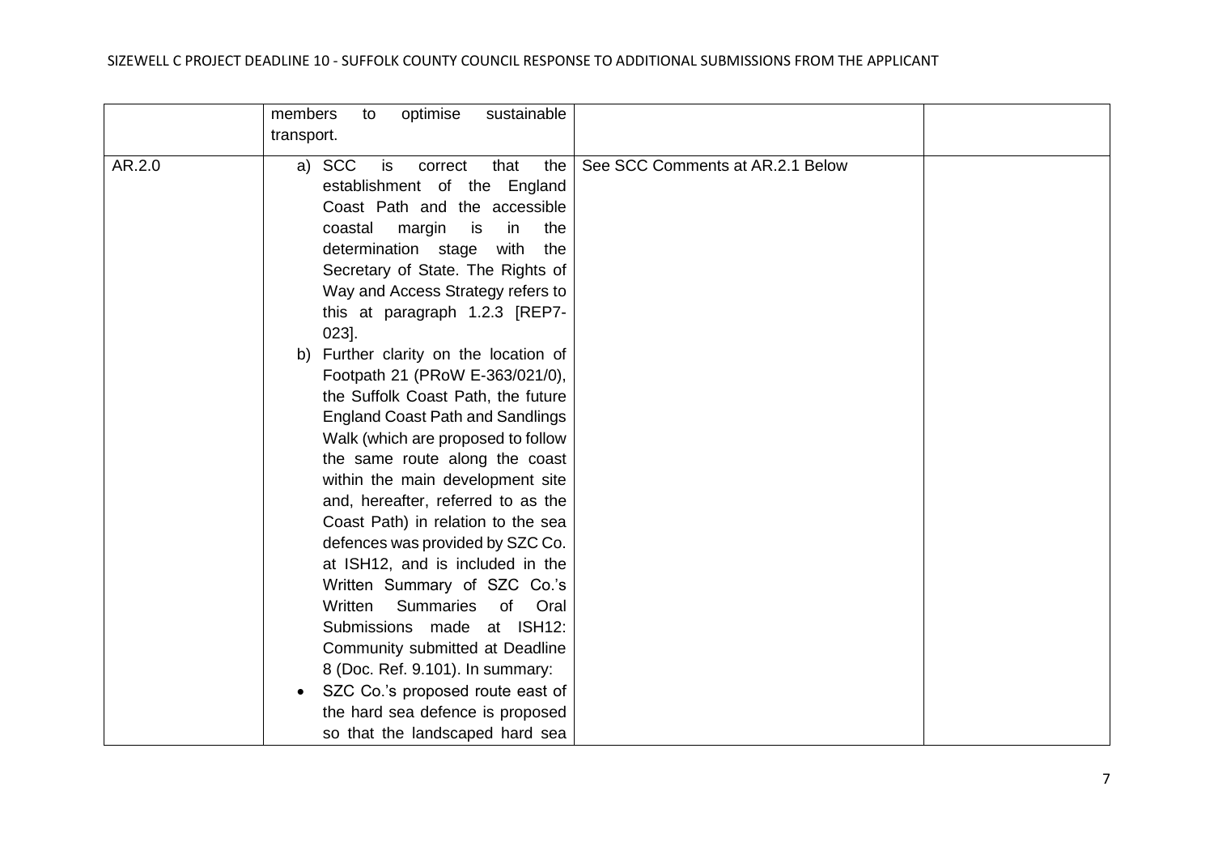| | | | |
|---|---|---|---|
| | members to optimise sustainable transport. | | |
| AR.2.0 | a) SCC is correct that the establishment of the England Coast Path and the accessible coastal margin is in the determination stage with the Secretary of State. The Rights of Way and Access Strategy refers to this at paragraph 1.2.3 [REP7-023].<br>b) Further clarity on the location of Footpath 21 (PRoW E-363/021/0), the Suffolk Coast Path, the future England Coast Path and Sandlings Walk (which are proposed to follow the same route along the coast within the main development site and, hereafter, referred to as the Coast Path) in relation to the sea defences was provided by SZC Co. at ISH12, and is included in the Written Summary of SZC Co.'s Written Summaries of Oral Submissions made at ISH12: Community submitted at Deadline 8 (Doc. Ref. 9.101). In summary:<br>• SZC Co.'s proposed route east of the hard sea defence is proposed so that the landscaped hard sea | See SCC Comments at AR.2.1 Below | |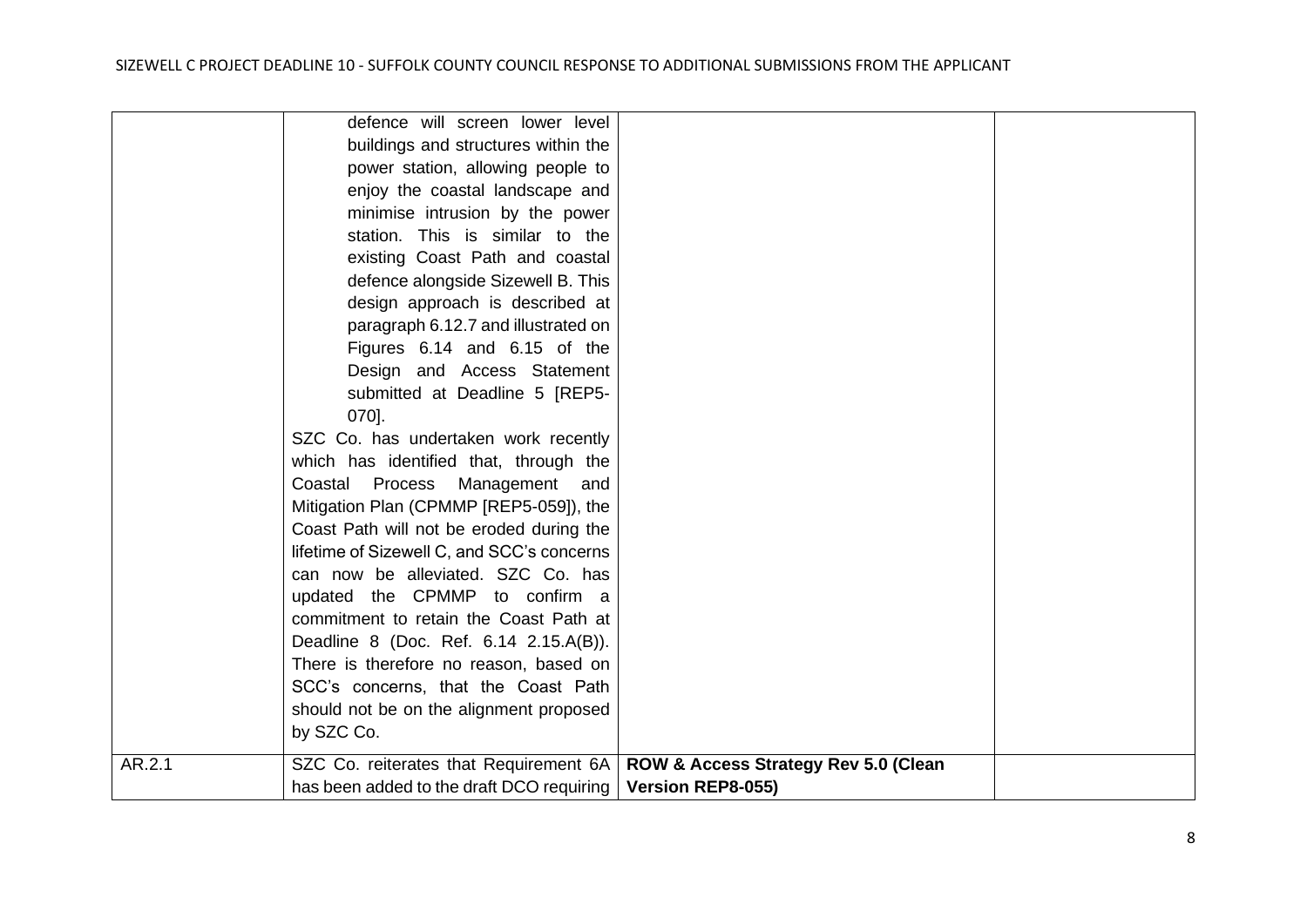| | | | |
|---|---|---|---|
| | defence will screen lower level buildings and structures within the power station, allowing people to enjoy the coastal landscape and minimise intrusion by the power station. This is similar to the existing Coast Path and coastal defence alongside Sizewell B. This design approach is described at paragraph 6.12.7 and illustrated on Figures 6.14 and 6.15 of the Design and Access Statement submitted at Deadline 5 [REP5-070].<br>SZC Co. has undertaken work recently which has identified that, through the Coastal Process Management and Mitigation Plan (CPMMP [REP5-059]), the Coast Path will not be eroded during the lifetime of Sizewell C, and SCC's concerns can now be alleviated. SZC Co. has updated the CPMMP to confirm a commitment to retain the Coast Path at Deadline 8 (Doc. Ref. 6.14 2.15.A(B)). There is therefore no reason, based on SCC's concerns, that the Coast Path should not be on the alignment proposed by SZC Co. | | |
| AR.2.1 | SZC Co. reiterates that Requirement 6A has been added to the draft DCO requiring | **ROW & Access Strategy Rev 5.0 (Clean Version REP8-055)** | |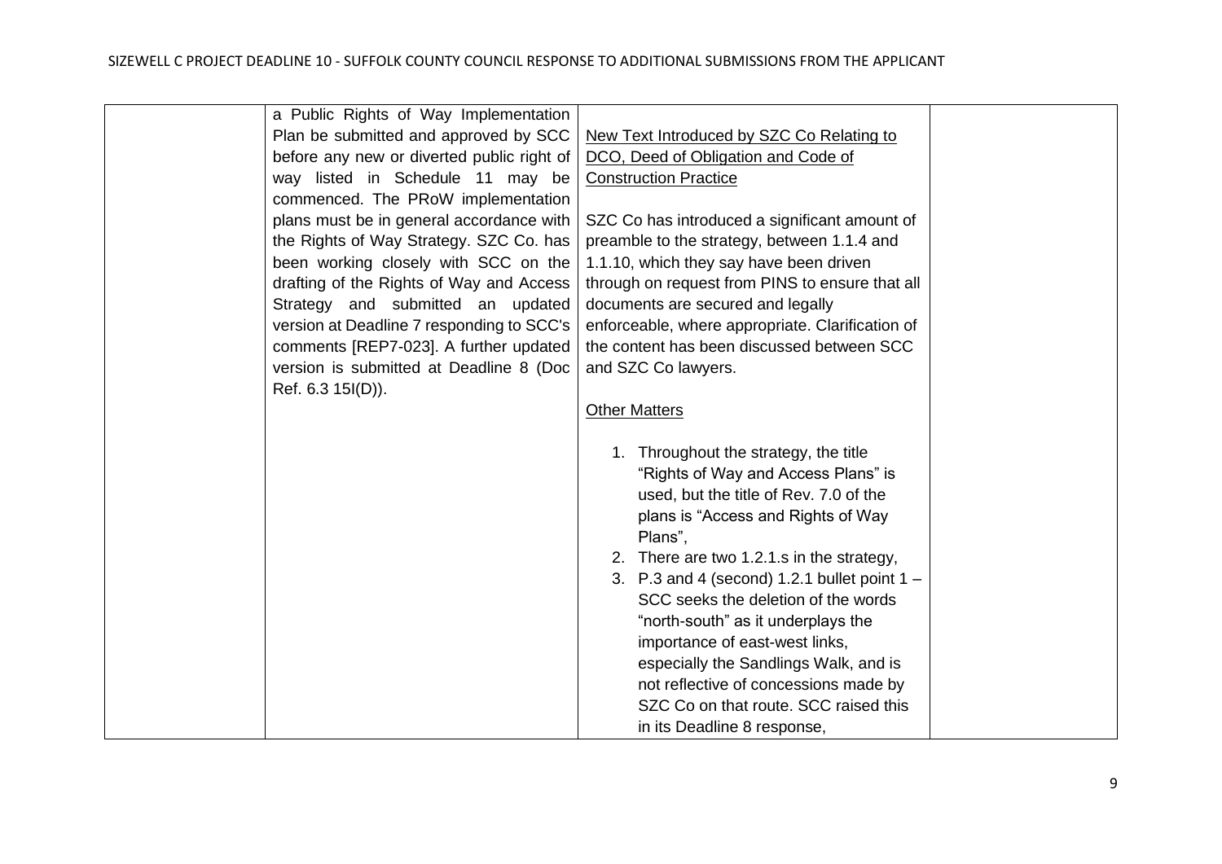|  | a Public Rights of Way Implementation Plan be submitted and approved by SCC before any new or diverted public right of way listed in Schedule 11 may be commenced. The PRoW implementation plans must be in general accordance with the Rights of Way Strategy. SZC Co. has been working closely with SCC on the drafting of the Rights of Way and Access Strategy and submitted an updated version at Deadline 7 responding to SCC's comments [REP7-023]. A further updated version is submitted at Deadline 8 (Doc Ref. 6.3 15I(D)). | New Text Introduced by SZC Co Relating to DCO, Deed of Obligation and Code of Construction Practice<br><br>SZC Co has introduced a significant amount of preamble to the strategy, between 1.1.4 and 1.1.10, which they say have been driven through on request from PINS to ensure that all documents are secured and legally enforceable, where appropriate. Clarification of the content has been discussed between SCC and SZC Co lawyers.<br><br>Other Matters<br><br>1. Throughout the strategy, the title "Rights of Way and Access Plans" is used, but the title of Rev. 7.0 of the plans is "Access and Rights of Way Plans",<br>2. There are two 1.2.1.s in the strategy,<br>3. P.3 and 4 (second) 1.2.1 bullet point 1 – SCC seeks the deletion of the words "north-south" as it underplays the importance of east-west links, especially the Sandlings Walk, and is not reflective of concessions made by SZC Co on that route. SCC raised this in its Deadline 8 response, |  |
|---|---|---|---|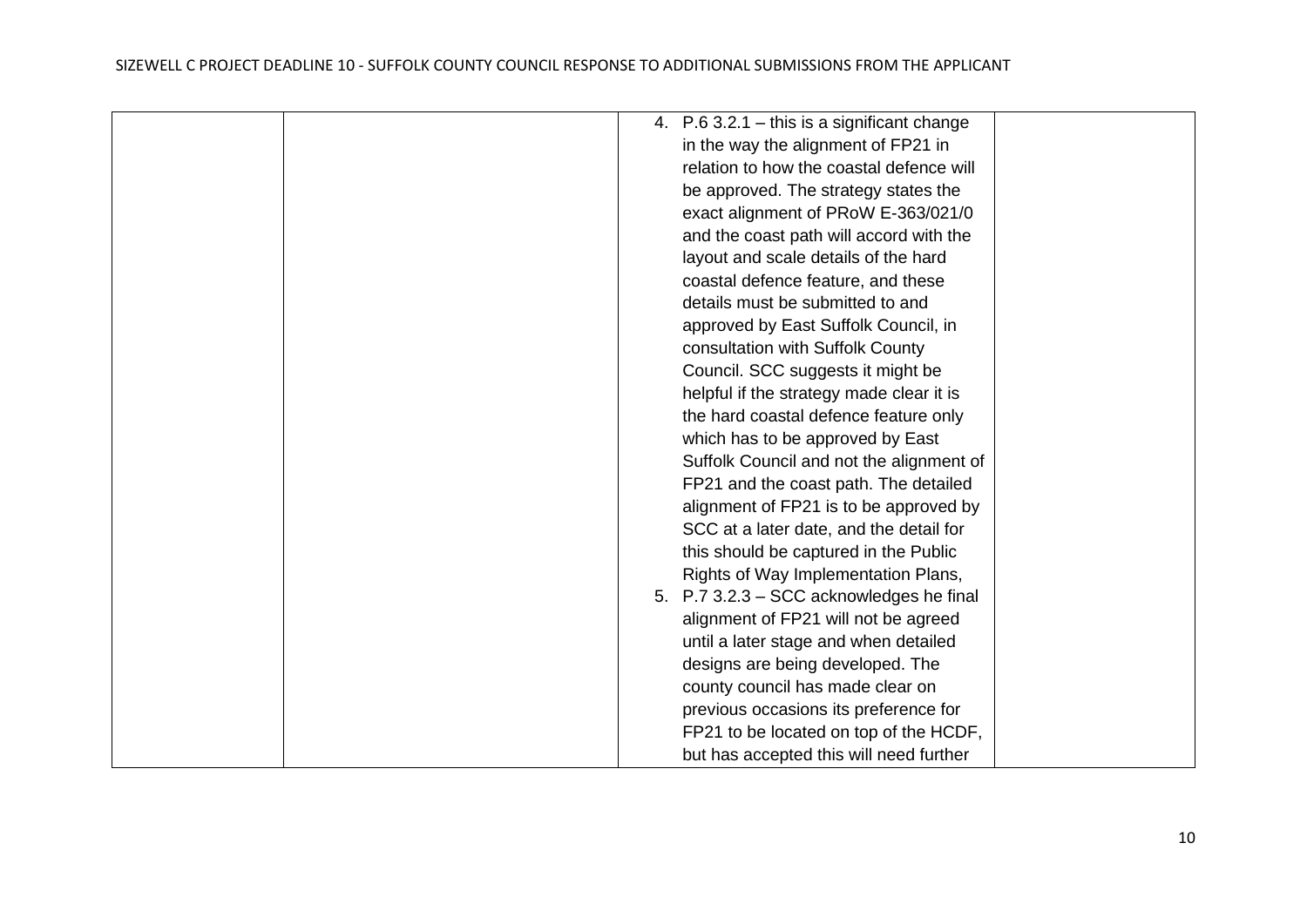| | | | |
|---|---|---|---|
| | | 4. P.6 3.2.1 – this is a significant change in the way the alignment of FP21 in relation to how the coastal defence will be approved. The strategy states the exact alignment of PRoW E-363/021/0 and the coast path will accord with the layout and scale details of the hard coastal defence feature, and these details must be submitted to and approved by East Suffolk Council, in consultation with Suffolk County Council. SCC suggests it might be helpful if the strategy made clear it is the hard coastal defence feature only which has to be approved by East Suffolk Council and not the alignment of FP21 and the coast path. The detailed alignment of FP21 is to be approved by SCC at a later date, and the detail for this should be captured in the Public Rights of Way Implementation Plans,<br>5. P.7 3.2.3 – SCC acknowledges he final alignment of FP21 will not be agreed until a later stage and when detailed designs are being developed. The county council has made clear on previous occasions its preference for FP21 to be located on top of the HCDF, but has accepted this will need further | |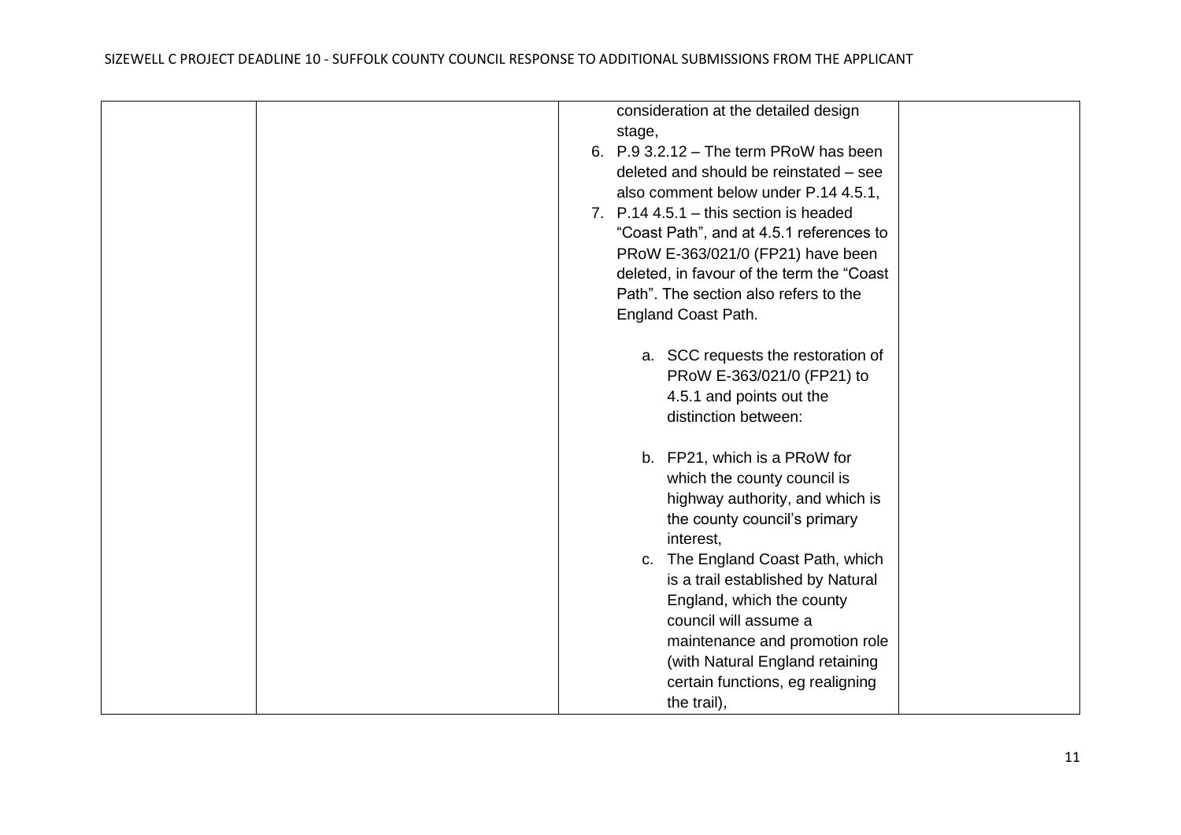| | | | |
|---|---|---|---|
| | | consideration at the detailed design stage,<br>6. P.9 3.2.12 – The term PRoW has been deleted and should be reinstated – see also comment below under P.14 4.5.1,<br>7. P.14 4.5.1 – this section is headed "Coast Path", and at 4.5.1 references to PRoW E-363/021/0 (FP21) have been deleted, in favour of the term the "Coast Path". The section also refers to the England Coast Path.<br><br>a. SCC requests the restoration of PRoW E-363/021/0 (FP21) to 4.5.1 and points out the distinction between:<br><br>b. FP21, which is a PRoW for which the county council is highway authority, and which is the county council's primary interest,<br>c. The England Coast Path, which is a trail established by Natural England, which the county council will assume a maintenance and promotion role (with Natural England retaining certain functions, eg realigning the trail), | |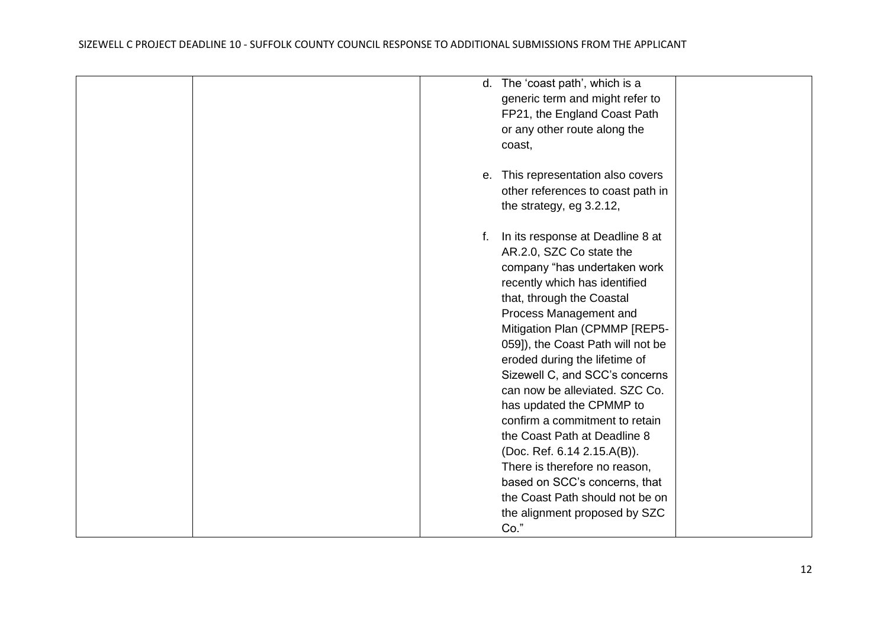| | | | |
|---|---|---|---|
| | | d. The 'coast path', which is a generic term and might refer to FP21, the England Coast Path or any other route along the coast,<br><br>e. This representation also covers other references to coast path in the strategy, eg 3.2.12,<br><br>f. In its response at Deadline 8 at AR.2.0, SZC Co state the company "has undertaken work recently which has identified that, through the Coastal Process Management and Mitigation Plan (CPMMP [REP5-059]), the Coast Path will not be eroded during the lifetime of Sizewell C, and SCC's concerns can now be alleviated. SZC Co. has updated the CPMMP to confirm a commitment to retain the Coast Path at Deadline 8 (Doc. Ref. 6.14 2.15.A(B)). There is therefore no reason, based on SCC's concerns, that the Coast Path should not be on the alignment proposed by SZC Co." | |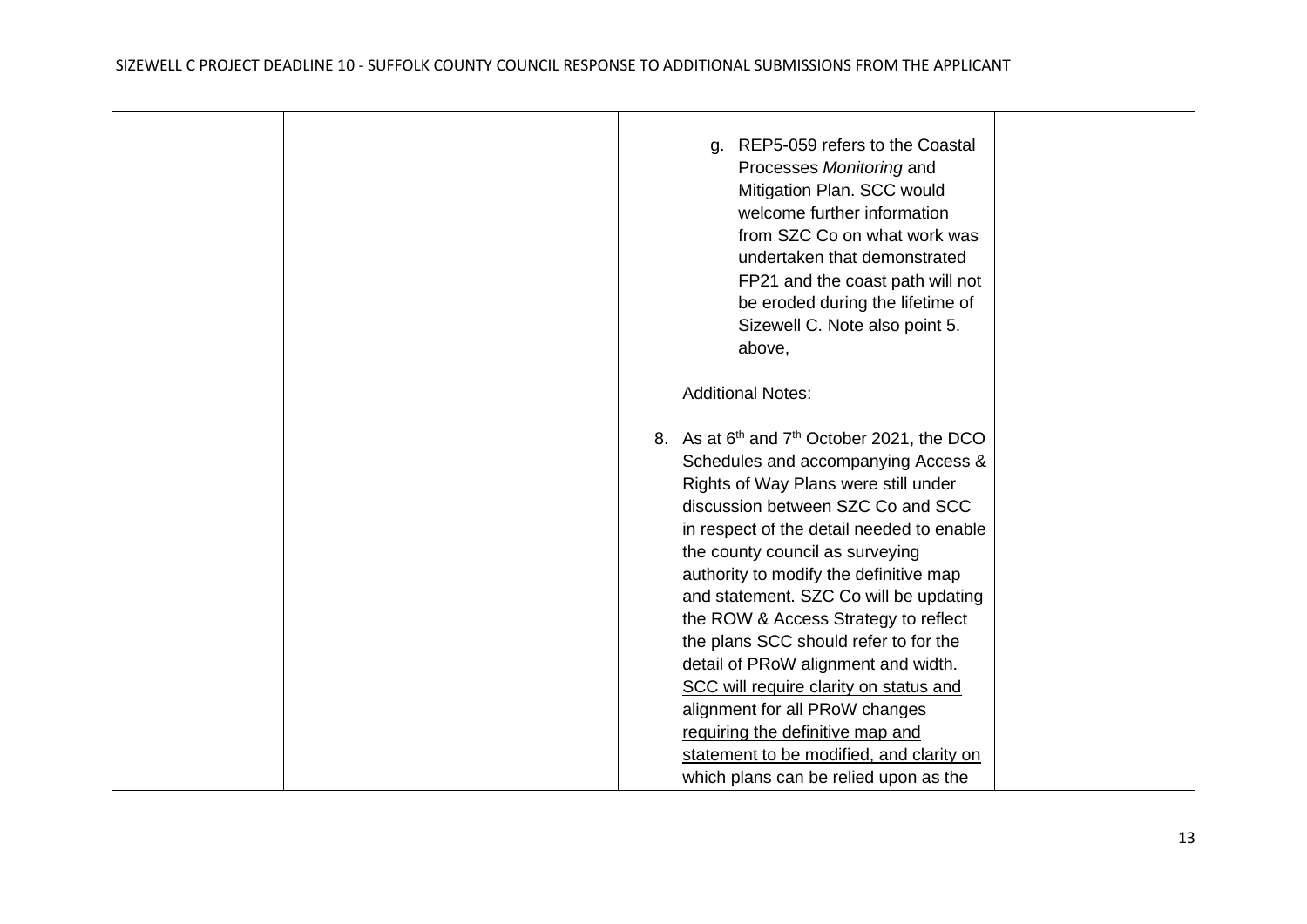| | | | |
|---|---|---|---|
| | | g. REP5-059 refers to the Coastal Processes *Monitoring* and Mitigation Plan. SCC would welcome further information from SZC Co on what work was undertaken that demonstrated FP21 and the coast path will not be eroded during the lifetime of Sizewell C. Note also point 5. above,<br><br>Additional Notes:<br><br>8. As at 6th and 7th October 2021, the DCO Schedules and accompanying Access & Rights of Way Plans were still under discussion between SZC Co and SCC in respect of the detail needed to enable the county council as surveying authority to modify the definitive map and statement. SZC Co will be updating the ROW & Access Strategy to reflect the plans SCC should refer to for the detail of PRoW alignment and width. <u>SCC will require clarity on status and alignment for all PRoW changes requiring the definitive map and statement to be modified, and clarity on which plans can be relied upon as the</u> | |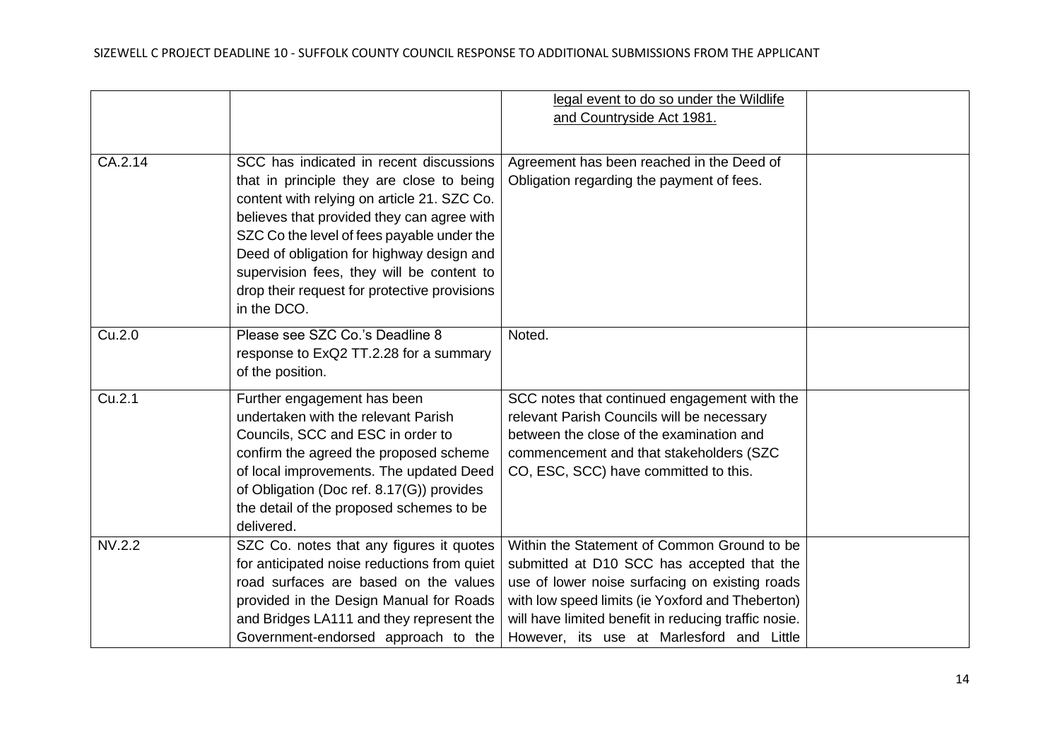| | | | |
|---|---|---|---|
| | | legal event to do so under the Wildlife and Countryside Act 1981. | |
| CA.2.14 | SCC has indicated in recent discussions that in principle they are close to being content with relying on article 21. SZC Co. believes that provided they can agree with SZC Co the level of fees payable under the Deed of obligation for highway design and supervision fees, they will be content to drop their request for protective provisions in the DCO. | Agreement has been reached in the Deed of Obligation regarding the payment of fees. | |
| Cu.2.0 | Please see SZC Co.'s Deadline 8 response to ExQ2 TT.2.28 for a summary of the position. | Noted. | |
| Cu.2.1 | Further engagement has been undertaken with the relevant Parish Councils, SCC and ESC in order to confirm the agreed the proposed scheme of local improvements. The updated Deed of Obligation (Doc ref. 8.17(G)) provides the detail of the proposed schemes to be delivered. | SCC notes that continued engagement with the relevant Parish Councils will be necessary between the close of the examination and commencement and that stakeholders (SZC CO, ESC, SCC) have committed to this. | |
| NV.2.2 | SZC Co. notes that any figures it quotes for anticipated noise reductions from quiet road surfaces are based on the values provided in the Design Manual for Roads and Bridges LA111 and they represent the Government-endorsed approach to the | Within the Statement of Common Ground to be submitted at D10 SCC has accepted that the use of lower noise surfacing on existing roads with low speed limits (ie Yoxford and Theberton) will have limited benefit in reducing traffic nosie. However, its use at Marlesford and Little | |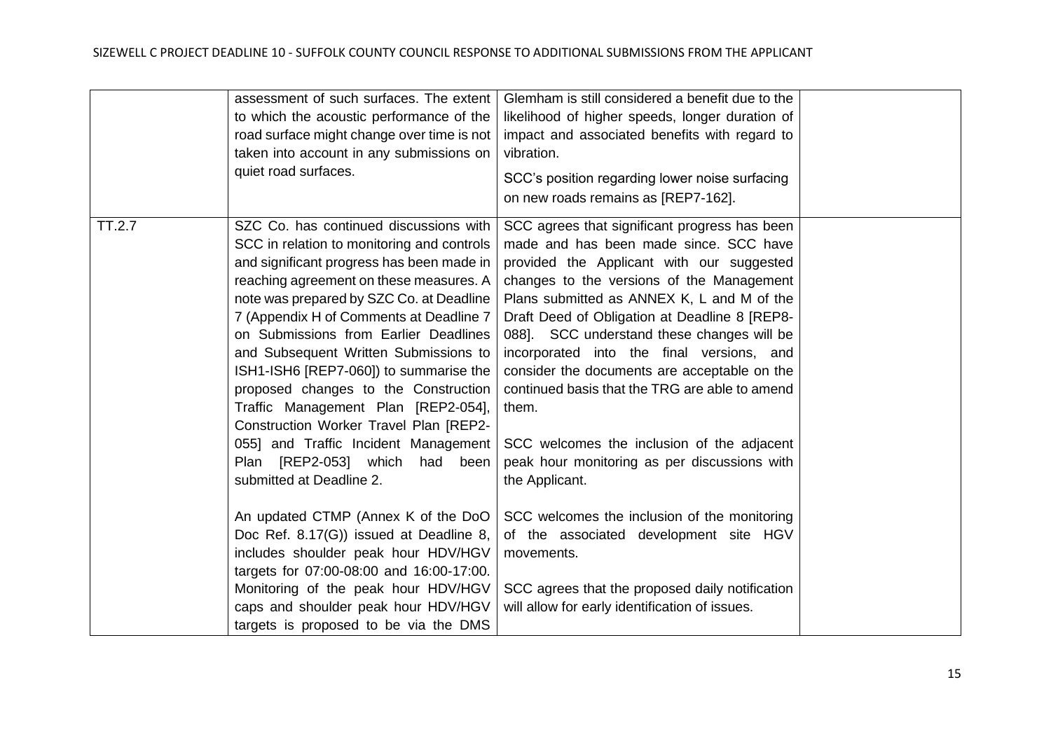| | | | |
|---|---|---|---|
| | assessment of such surfaces. The extent to which the acoustic performance of the road surface might change over time is not taken into account in any submissions on quiet road surfaces. | Glemham is still considered a benefit due to the likelihood of higher speeds, longer duration of impact and associated benefits with regard to vibration.<br><br>SCC's position regarding lower noise surfacing on new roads remains as [REP7-162]. | |
| TT.2.7 | SZC Co. has continued discussions with SCC in relation to monitoring and controls and significant progress has been made in reaching agreement on these measures. A note was prepared by SZC Co. at Deadline 7 (Appendix H of Comments at Deadline 7 on Submissions from Earlier Deadlines and Subsequent Written Submissions to ISH1-ISH6 [REP7-060]) to summarise the proposed changes to the Construction Traffic Management Plan [REP2-054], Construction Worker Travel Plan [REP2-055] and Traffic Incident Management Plan [REP2-053] which had been submitted at Deadline 2.<br><br>An updated CTMP (Annex K of the DoO Doc Ref. 8.17(G)) issued at Deadline 8, includes shoulder peak hour HDV/HGV targets for 07:00-08:00 and 16:00-17:00. Monitoring of the peak hour HDV/HGV caps and shoulder peak hour HDV/HGV targets is proposed to be via the DMS | SCC agrees that significant progress has been made and has been made since. SCC have provided the Applicant with our suggested changes to the versions of the Management Plans submitted as ANNEX K, L and M of the Draft Deed of Obligation at Deadline 8 [REP8-088]. SCC understand these changes will be incorporated into the final versions, and consider the documents are acceptable on the continued basis that the TRG are able to amend them.<br><br>SCC welcomes the inclusion of the adjacent peak hour monitoring as per discussions with the Applicant.<br><br>SCC welcomes the inclusion of the monitoring of the associated development site HGV movements.<br><br>SCC agrees that the proposed daily notification will allow for early identification of issues. | |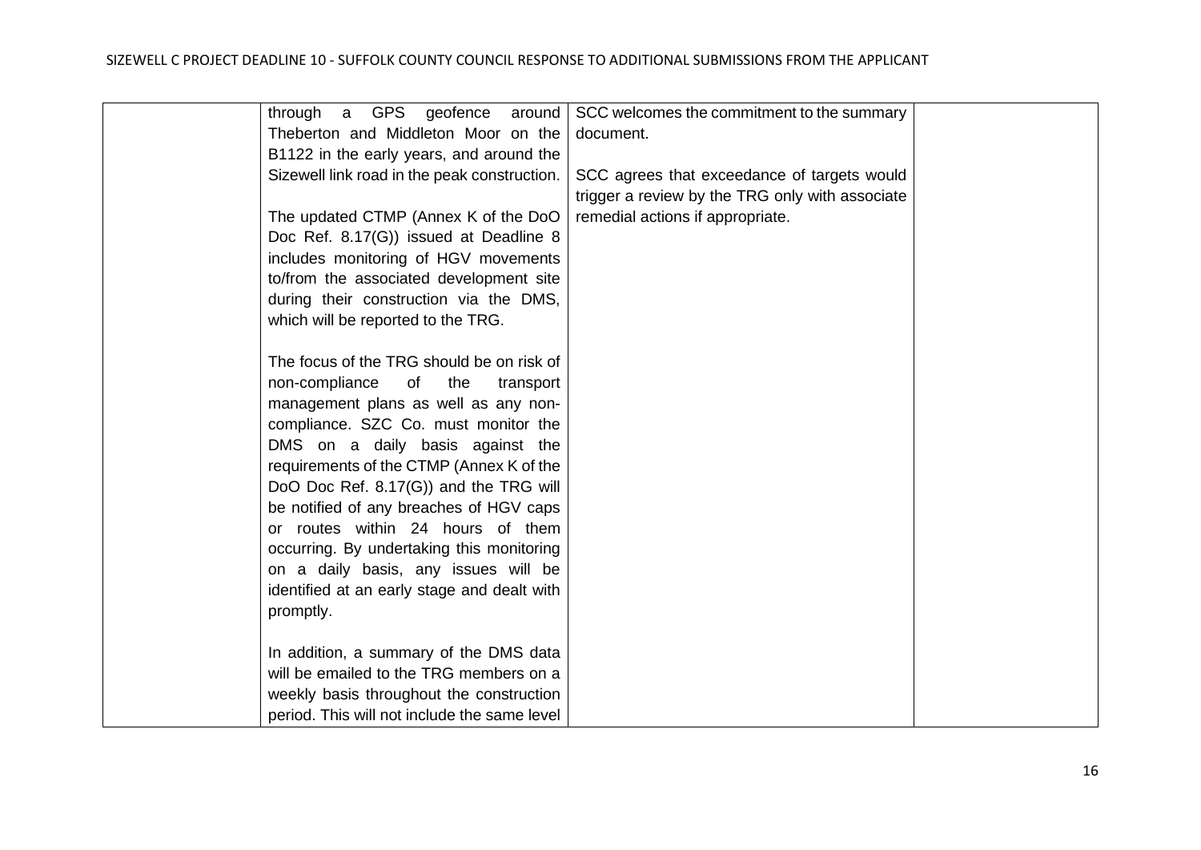| | | | |
|---|---|---|---|
| | through a GPS geofence around Theberton and Middleton Moor on the B1122 in the early years, and around the Sizewell link road in the peak construction.<br><br>The updated CTMP (Annex K of the DoO Doc Ref. 8.17(G)) issued at Deadline 8 includes monitoring of HGV movements to/from the associated development site during their construction via the DMS, which will be reported to the TRG.<br><br>The focus of the TRG should be on risk of non-compliance of the transport management plans as well as any non-compliance. SZC Co. must monitor the DMS on a daily basis against the requirements of the CTMP (Annex K of the DoO Doc Ref. 8.17(G)) and the TRG will be notified of any breaches of HGV caps or routes within 24 hours of them occurring. By undertaking this monitoring on a daily basis, any issues will be identified at an early stage and dealt with promptly.<br><br>In addition, a summary of the DMS data will be emailed to the TRG members on a weekly basis throughout the construction period. This will not include the same level | SCC welcomes the commitment to the summary document.<br><br>SCC agrees that exceedance of targets would trigger a review by the TRG only with associate remedial actions if appropriate. | |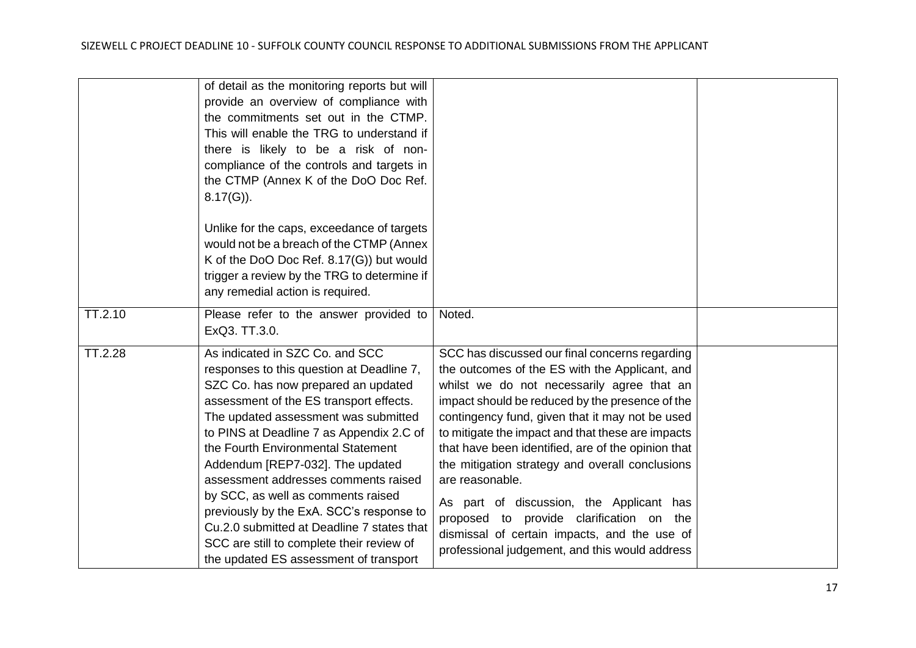| | | | |
|---|---|---|---|
| | of detail as the monitoring reports but will provide an overview of compliance with the commitments set out in the CTMP. This will enable the TRG to understand if there is likely to be a risk of non-compliance of the controls and targets in the CTMP (Annex K of the DoO Doc Ref. 8.17(G)).<br><br>Unlike for the caps, exceedance of targets would not be a breach of the CTMP (Annex K of the DoO Doc Ref. 8.17(G)) but would trigger a review by the TRG to determine if any remedial action is required. | | |
| TT.2.10 | Please refer to the answer provided to ExQ3. TT.3.0. | Noted. | |
| TT.2.28 | As indicated in SZC Co. and SCC responses to this question at Deadline 7, SZC Co. has now prepared an updated assessment of the ES transport effects. The updated assessment was submitted to PINS at Deadline 7 as Appendix 2.C of the Fourth Environmental Statement Addendum [REP7-032]. The updated assessment addresses comments raised by SCC, as well as comments raised previously by the ExA. SCC's response to Cu.2.0 submitted at Deadline 7 states that SCC are still to complete their review of the updated ES assessment of transport | SCC has discussed our final concerns regarding the outcomes of the ES with the Applicant, and whilst we do not necessarily agree that an impact should be reduced by the presence of the contingency fund, given that it may not be used to mitigate the impact and that these are impacts that have been identified, are of the opinion that the mitigation strategy and overall conclusions are reasonable.<br><br>As part of discussion, the Applicant has proposed to provide clarification on the dismissal of certain impacts, and the use of professional judgement, and this would address | |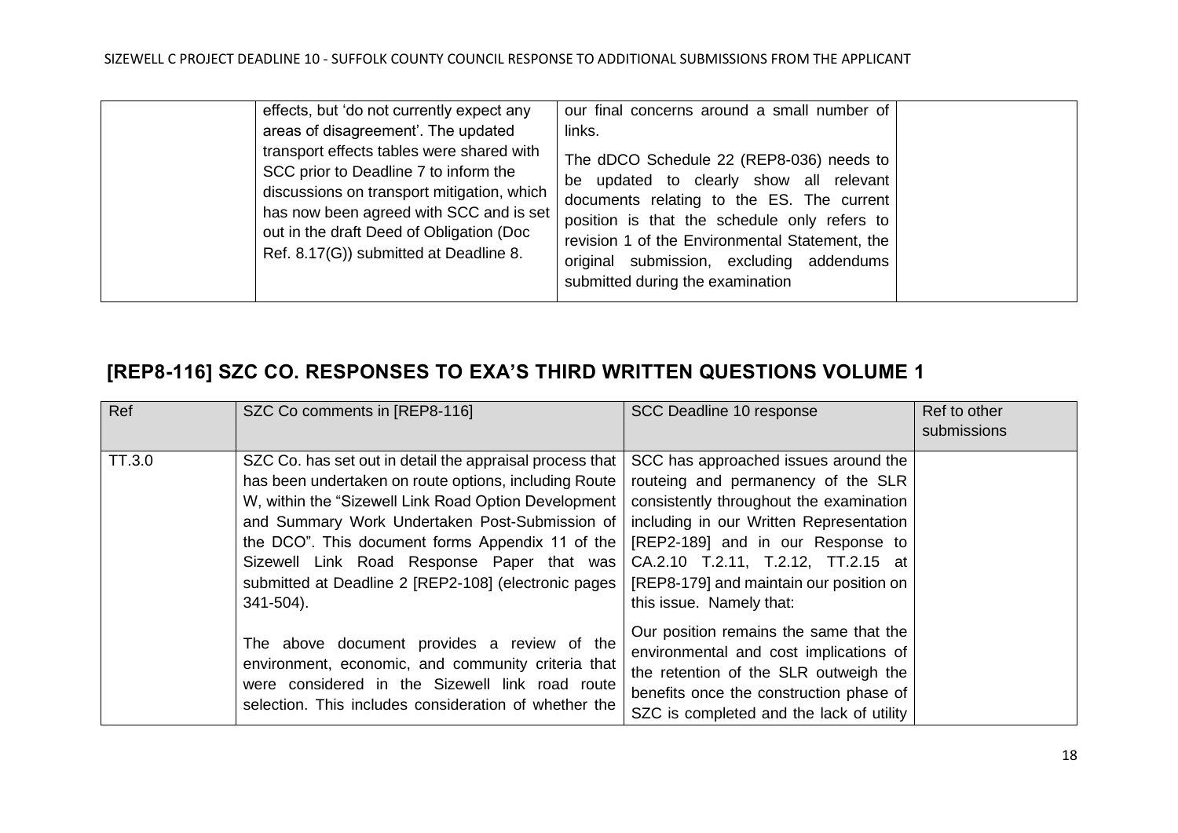| | | | |
|---|---|---|---|
| | effects, but 'do not currently expect any areas of disagreement'. The updated transport effects tables were shared with SCC prior to Deadline 7 to inform the discussions on transport mitigation, which has now been agreed with SCC and is set out in the draft Deed of Obligation (Doc Ref. 8.17(G)) submitted at Deadline 8. | our final concerns around a small number of links.<br><br>The dDCO Schedule 22 (REP8-036) needs to be updated to clearly show all relevant documents relating to the ES. The current position is that the schedule only refers to revision 1 of the Environmental Statement, the original submission, excluding addendums submitted during the examination | |

## [REP8-116] SZC CO. RESPONSES TO EXA'S THIRD WRITTEN QUESTIONS VOLUME 1

| Ref | SZC Co comments in [REP8-116] | SCC Deadline 10 response | Ref to other submissions |
|---|---|---|---|
| TT.3.0 | SZC Co. has set out in detail the appraisal process that has been undertaken on route options, including Route W, within the "Sizewell Link Road Option Development and Summary Work Undertaken Post-Submission of the DCO". This document forms Appendix 11 of the Sizewell Link Road Response Paper that was submitted at Deadline 2 [REP2-108] (electronic pages 341-504).<br><br>The above document provides a review of the environment, economic, and community criteria that were considered in the Sizewell link road route selection. This includes consideration of whether the | SCC has approached issues around the routeing and permanency of the SLR consistently throughout the examination including in our Written Representation [REP2-189] and in our Response to CA.2.10 T.2.11, T.2.12, TT.2.15 at [REP8-179] and maintain our position on this issue. Namely that:<br><br>Our position remains the same that the environmental and cost implications of the retention of the SLR outweigh the benefits once the construction phase of SZC is completed and the lack of utility | |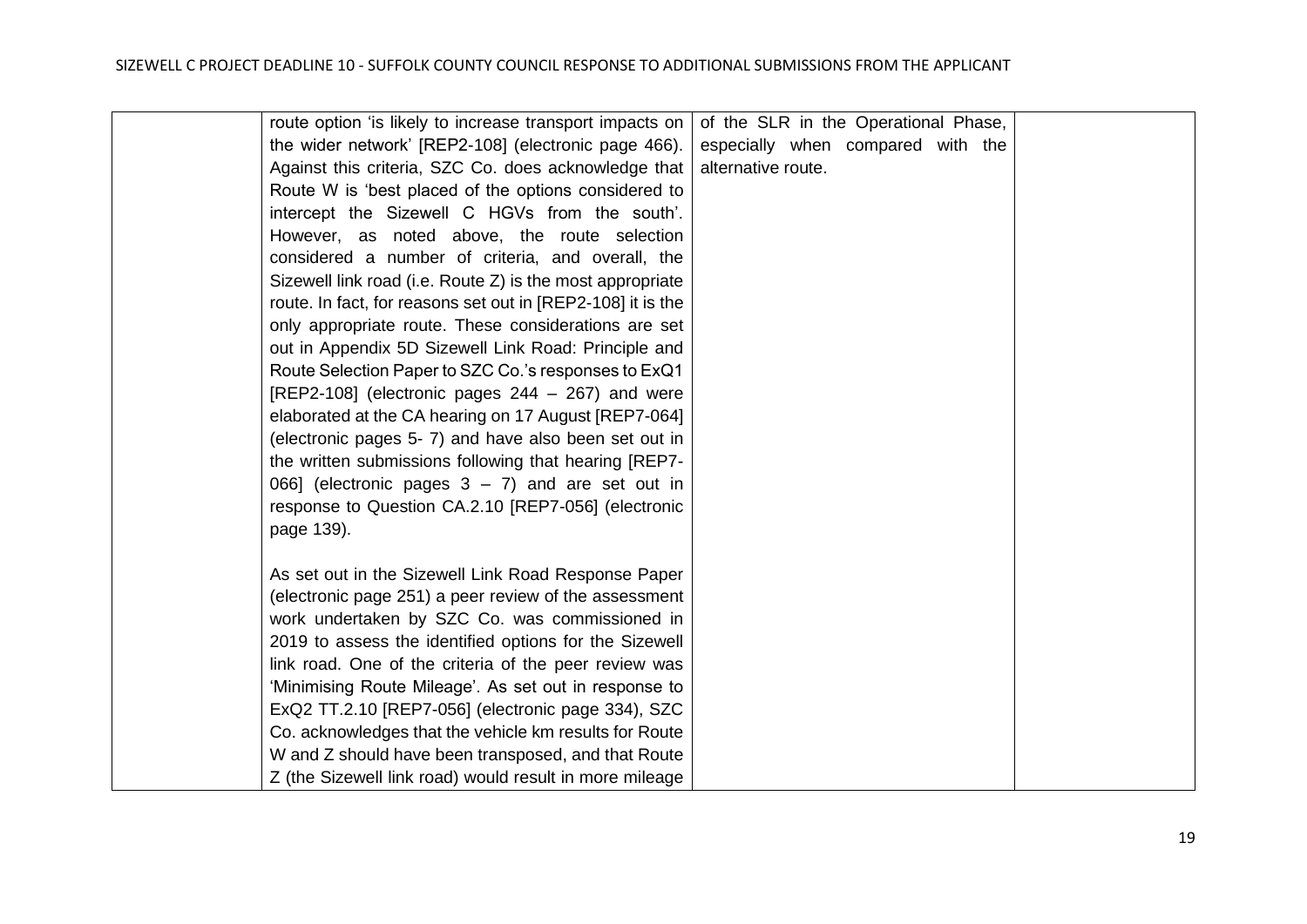|  | route option 'is likely to increase transport impacts on the wider network' [REP2-108] (electronic page 466). Against this criteria, SZC Co. does acknowledge that Route W is 'best placed of the options considered to intercept the Sizewell C HGVs from the south'. However, as noted above, the route selection considered a number of criteria, and overall, the Sizewell link road (i.e. Route Z) is the most appropriate route. In fact, for reasons set out in [REP2-108] it is the only appropriate route. These considerations are set out in Appendix 5D Sizewell Link Road: Principle and Route Selection Paper to SZC Co.'s responses to ExQ1 [REP2-108] (electronic pages 244 – 267) and were elaborated at the CA hearing on 17 August [REP7-064] (electronic pages 5- 7) and have also been set out in the written submissions following that hearing [REP7-066] (electronic pages 3 – 7) and are set out in response to Question CA.2.10 [REP7-056] (electronic page 139).<br><br>As set out in the Sizewell Link Road Response Paper (electronic page 251) a peer review of the assessment work undertaken by SZC Co. was commissioned in 2019 to assess the identified options for the Sizewell link road. One of the criteria of the peer review was 'Minimising Route Mileage'. As set out in response to ExQ2 TT.2.10 [REP7-056] (electronic page 334), SZC Co. acknowledges that the vehicle km results for Route W and Z should have been transposed, and that Route Z (the Sizewell link road) would result in more mileage | of the SLR in the Operational Phase, especially when compared with the alternative route. |  |
|---|---|---|---|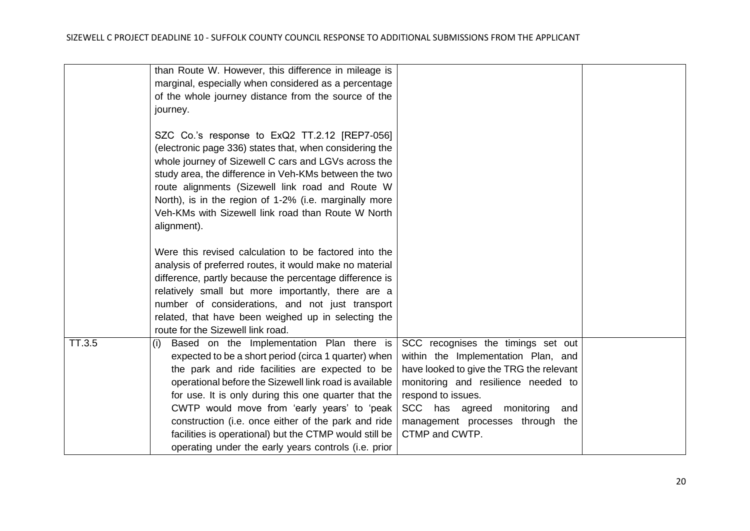| | | | |
|---|---|---|---|
| | than Route W. However, this difference in mileage is marginal, especially when considered as a percentage of the whole journey distance from the source of the journey.<br><br>SZC Co.'s response to ExQ2 TT.2.12 [REP7-056] (electronic page 336) states that, when considering the whole journey of Sizewell C cars and LGVs across the study area, the difference in Veh-KMs between the two route alignments (Sizewell link road and Route W North), is in the region of 1-2% (i.e. marginally more Veh-KMs with Sizewell link road than Route W North alignment).<br><br>Were this revised calculation to be factored into the analysis of preferred routes, it would make no material difference, partly because the percentage difference is relatively small but more importantly, there are a number of considerations, and not just transport related, that have been weighed up in selecting the route for the Sizewell link road. | | |
| TT.3.5 | (i) Based on the Implementation Plan there is expected to be a short period (circa 1 quarter) when the park and ride facilities are expected to be operational before the Sizewell link road is available for use. It is only during this one quarter that the CWTP would move from 'early years' to 'peak construction (i.e. once either of the park and ride facilities is operational) but the CTMP would still be operating under the early years controls (i.e. prior | SCC recognises the timings set out within the Implementation Plan, and have looked to give the TRG the relevant monitoring and resilience needed to respond to issues.<br>SCC has agreed monitoring and management processes through the CTMP and CWTP. | |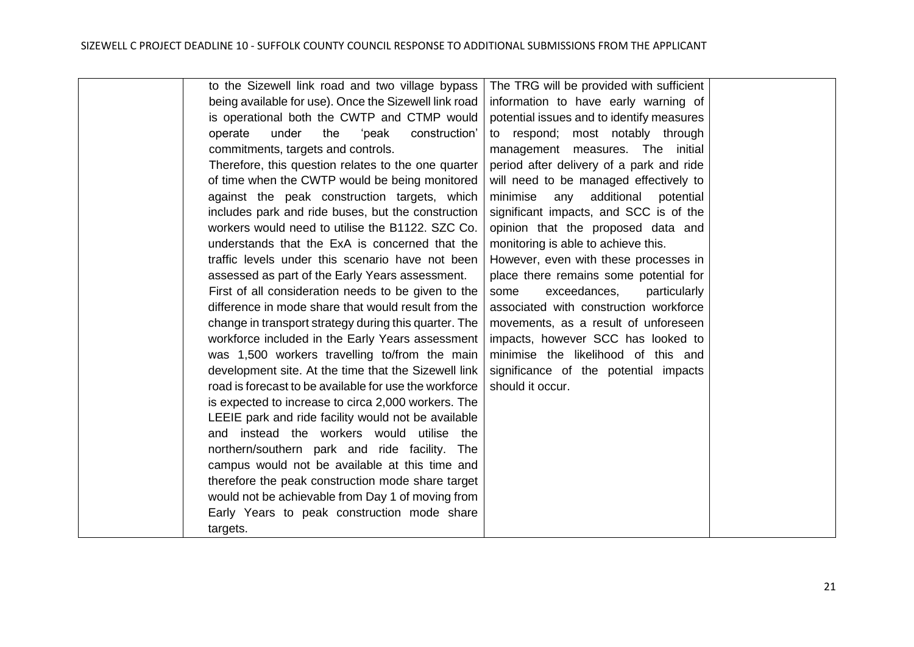| | | | |
|---|---|---|---|
| | to the Sizewell link road and two village bypass being available for use). Once the Sizewell link road is operational both the CWTP and CTMP would operate under the 'peak construction' commitments, targets and controls.<br>Therefore, this question relates to the one quarter of time when the CWTP would be being monitored against the peak construction targets, which includes park and ride buses, but the construction workers would need to utilise the B1122. SZC Co. understands that the ExA is concerned that the traffic levels under this scenario have not been assessed as part of the Early Years assessment.<br>First of all consideration needs to be given to the difference in mode share that would result from the change in transport strategy during this quarter. The workforce included in the Early Years assessment was 1,500 workers travelling to/from the main development site. At the time that the Sizewell link road is forecast to be available for use the workforce is expected to increase to circa 2,000 workers. The LEEIE park and ride facility would not be available and instead the workers would utilise the northern/southern park and ride facility. The campus would not be available at this time and therefore the peak construction mode share target would not be achievable from Day 1 of moving from Early Years to peak construction mode share targets. | The TRG will be provided with sufficient information to have early warning of potential issues and to identify measures to respond; most notably through management measures. The initial period after delivery of a park and ride will need to be managed effectively to minimise any additional potential significant impacts, and SCC is of the opinion that the proposed data and monitoring is able to achieve this.<br>However, even with these processes in place there remains some potential for some exceedances, particularly associated with construction workforce movements, as a result of unforeseen impacts, however SCC has looked to minimise the likelihood of this and significance of the potential impacts should it occur. | |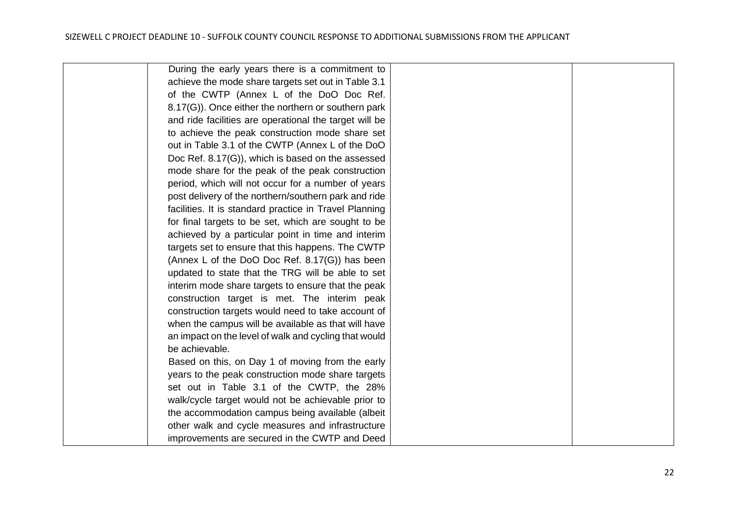|  | During the early years there is a commitment to achieve the mode share targets set out in Table 3.1 of the CWTP (Annex L of the DoO Doc Ref. 8.17(G)). Once either the northern or southern park and ride facilities are operational the target will be to achieve the peak construction mode share set out in Table 3.1 of the CWTP (Annex L of the DoO Doc Ref. 8.17(G)), which is based on the assessed mode share for the peak of the peak construction period, which will not occur for a number of years post delivery of the northern/southern park and ride facilities. It is standard practice in Travel Planning for final targets to be set, which are sought to be achieved by a particular point in time and interim targets set to ensure that this happens. The CWTP (Annex L of the DoO Doc Ref. 8.17(G)) has been updated to state that the TRG will be able to set interim mode share targets to ensure that the peak construction target is met. The interim peak construction targets would need to take account of when the campus will be available as that will have an impact on the level of walk and cycling that would be achievable.<br>Based on this, on Day 1 of moving from the early years to the peak construction mode share targets set out in Table 3.1 of the CWTP, the 28% walk/cycle target would not be achievable prior to the accommodation campus being available (albeit other walk and cycle measures and infrastructure improvements are secured in the CWTP and Deed |  |  |
|---|---|---|---|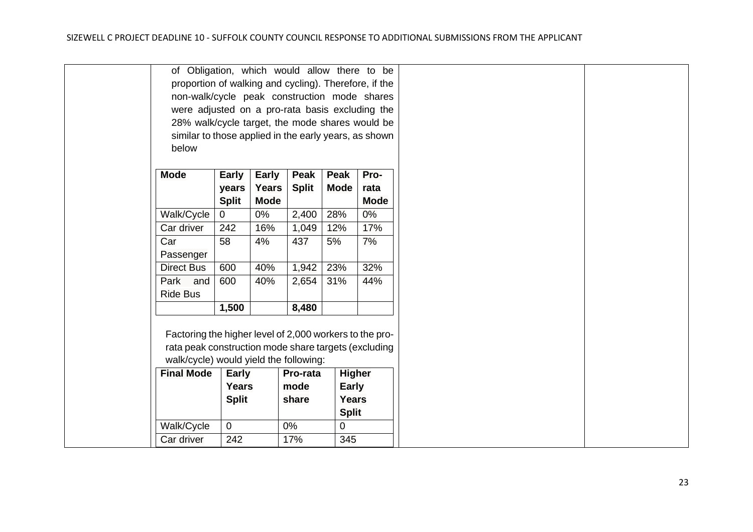of Obligation, which would allow there to be proportion of walking and cycling). Therefore, if the non-walk/cycle peak construction mode shares were adjusted on a pro-rata basis excluding the 28% walk/cycle target, the mode shares would be similar to those applied in the early years, as shown below

| Mode | Early years Split | Early Years Mode | Peak Split | Peak Mode | Pro-rata Mode |
|---|---|---|---|---|---|
| Walk/Cycle | 0 | 0% | 2,400 | 28% | 0% |
| Car driver | 242 | 16% | 1,049 | 12% | 17% |
| Car Passenger | 58 | 4% | 437 | 5% | 7% |
| Direct Bus | 600 | 40% | 1,942 | 23% | 32% |
| Park and Ride Bus | 600 | 40% | 2,654 | 31% | 44% |
| | **1,500** | | **8,480** | | |

Factoring the higher level of 2,000 workers to the pro-rata peak construction mode share targets (excluding walk/cycle) would yield the following:

| Final Mode | Early Years Split | Pro-rata mode share | Higher Early Years Split |
|---|---|---|---|
| Walk/Cycle | 0 | 0% | 0 |
| Car driver | 242 | 17% | 345 |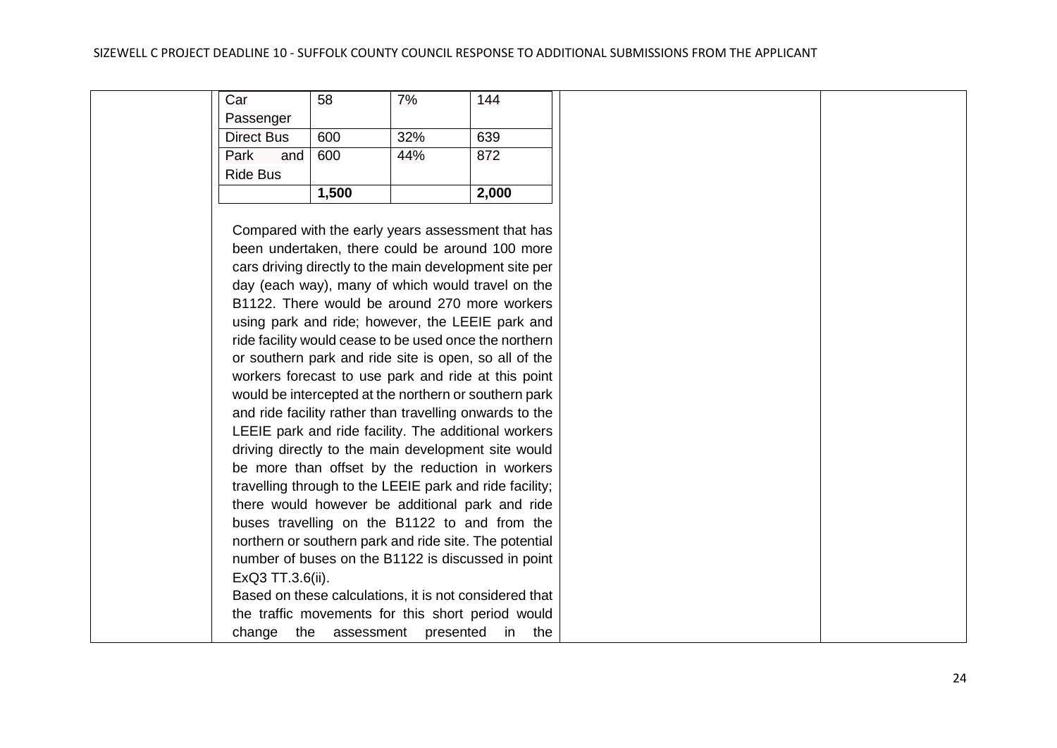| Car Passenger | 58 | 7% | 144 |
|---|---|---|---|
| Direct Bus | 600 | 32% | 639 |
| Park and Ride Bus | 600 | 44% | 872 |
| | **1,500** | | **2,000** |

Compared with the early years assessment that has been undertaken, there could be around 100 more cars driving directly to the main development site per day (each way), many of which would travel on the B1122. There would be around 270 more workers using park and ride; however, the LEEIE park and ride facility would cease to be used once the northern or southern park and ride site is open, so all of the workers forecast to use park and ride at this point would be intercepted at the northern or southern park and ride facility rather than travelling onwards to the LEEIE park and ride facility. The additional workers driving directly to the main development site would be more than offset by the reduction in workers travelling through to the LEEIE park and ride facility; there would however be additional park and ride buses travelling on the B1122 to and from the northern or southern park and ride site. The potential number of buses on the B1122 is discussed in point ExQ3 TT.3.6(ii).

Based on these calculations, it is not considered that the traffic movements for this short period would change the assessment presented in the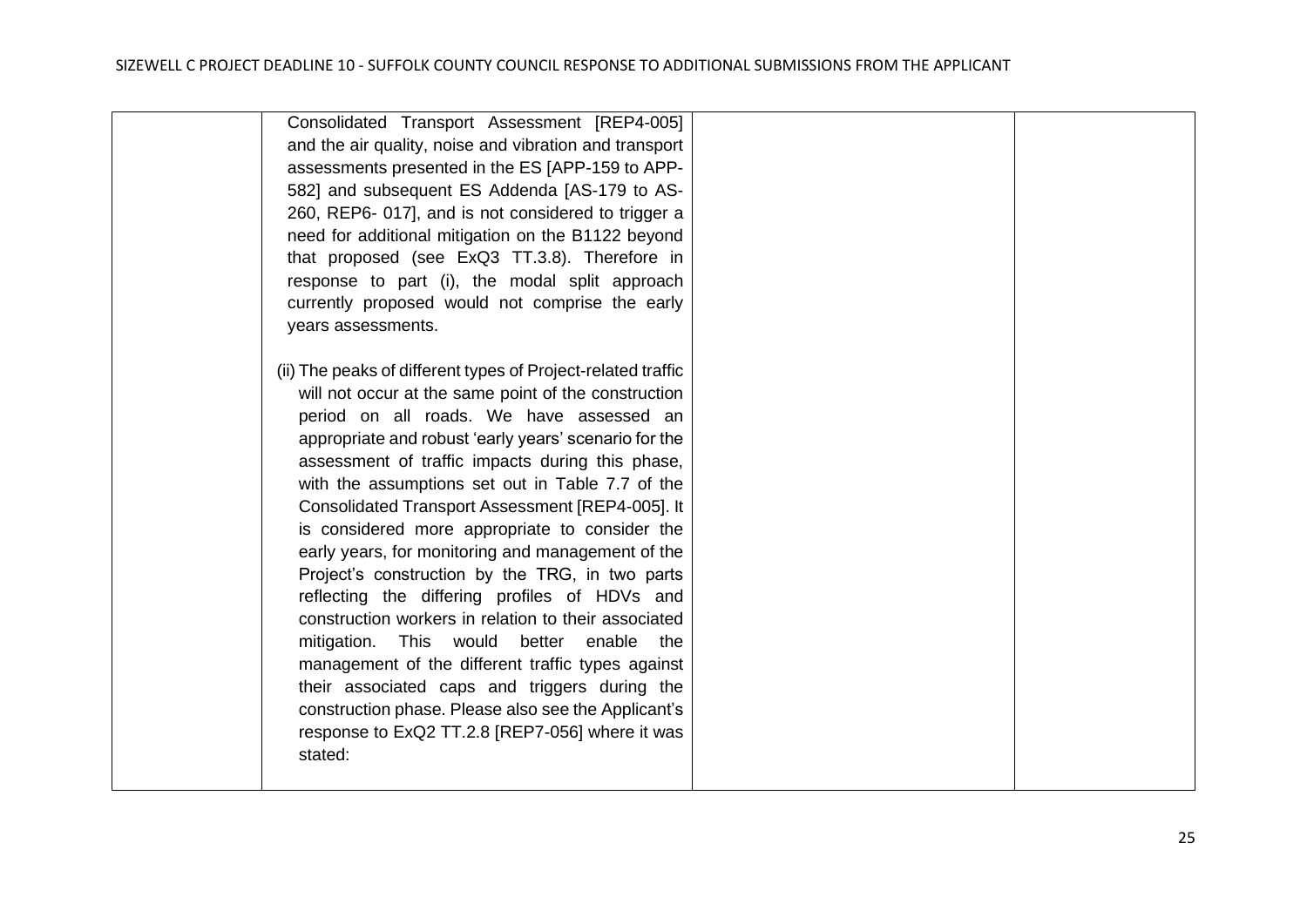| | | | |
|---|---|---|---|
| | Consolidated Transport Assessment [REP4-005] and the air quality, noise and vibration and transport assessments presented in the ES [APP-159 to APP-582] and subsequent ES Addenda [AS-179 to AS-260, REP6- 017], and is not considered to trigger a need for additional mitigation on the B1122 beyond that proposed (see ExQ3 TT.3.8). Therefore in response to part (i), the modal split approach currently proposed would not comprise the early years assessments.<br><br>(ii) The peaks of different types of Project-related traffic will not occur at the same point of the construction period on all roads. We have assessed an appropriate and robust 'early years' scenario for the assessment of traffic impacts during this phase, with the assumptions set out in Table 7.7 of the Consolidated Transport Assessment [REP4-005]. It is considered more appropriate to consider the early years, for monitoring and management of the Project's construction by the TRG, in two parts reflecting the differing profiles of HDVs and construction workers in relation to their associated mitigation. This would better enable the management of the different traffic types against their associated caps and triggers during the construction phase. Please also see the Applicant's response to ExQ2 TT.2.8 [REP7-056] where it was stated: | | |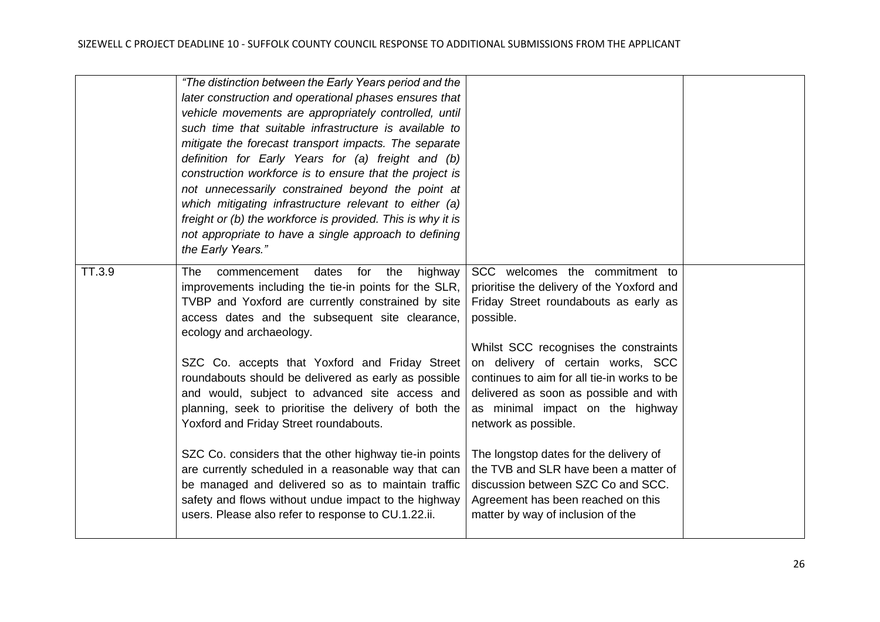| | | | |
|---|---|---|---|
| | *"The distinction between the Early Years period and the later construction and operational phases ensures that vehicle movements are appropriately controlled, until such time that suitable infrastructure is available to mitigate the forecast transport impacts. The separate definition for Early Years for (a) freight and (b) construction workforce is to ensure that the project is not unnecessarily constrained beyond the point at which mitigating infrastructure relevant to either (a) freight or (b) the workforce is provided. This is why it is not appropriate to have a single approach to defining the Early Years."* | | |
| TT.3.9 | The commencement dates for the highway improvements including the tie-in points for the SLR, TVBP and Yoxford are currently constrained by site access dates and the subsequent site clearance, ecology and archaeology.<br><br>SZC Co. accepts that Yoxford and Friday Street roundabouts should be delivered as early as possible and would, subject to advanced site access and planning, seek to prioritise the delivery of both the Yoxford and Friday Street roundabouts.<br><br>SZC Co. considers that the other highway tie-in points are currently scheduled in a reasonable way that can be managed and delivered so as to maintain traffic safety and flows without undue impact to the highway users. Please also refer to response to CU.1.22.ii. | SCC welcomes the commitment to prioritise the delivery of the Yoxford and Friday Street roundabouts as early as possible.<br><br>Whilst SCC recognises the constraints on delivery of certain works, SCC continues to aim for all tie-in works to be delivered as soon as possible and with as minimal impact on the highway network as possible.<br><br>The longstop dates for the delivery of the TVB and SLR have been a matter of discussion between SZC Co and SCC. Agreement has been reached on this matter by way of inclusion of the | |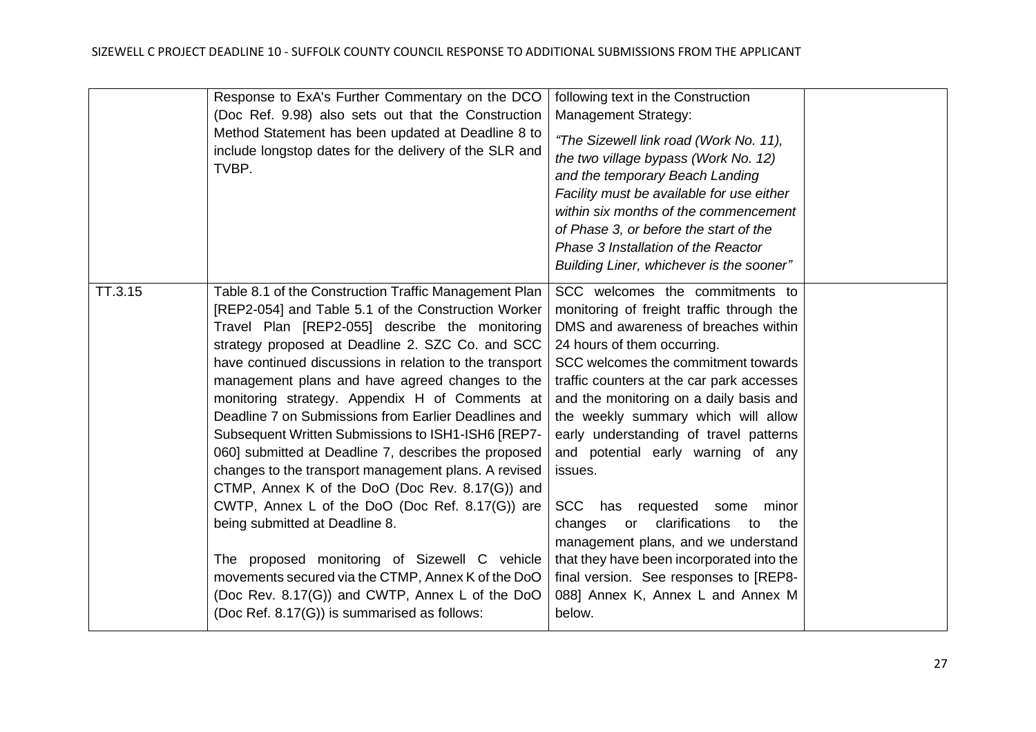| | | | |
|---|---|---|---|
| | Response to ExA's Further Commentary on the DCO (Doc Ref. 9.98) also sets out that the Construction Method Statement has been updated at Deadline 8 to include longstop dates for the delivery of the SLR and TVBP. | following text in the Construction Management Strategy:<br><br>*"The Sizewell link road (Work No. 11), the two village bypass (Work No. 12) and the temporary Beach Landing Facility must be available for use either within six months of the commencement of Phase 3, or before the start of the Phase 3 Installation of the Reactor Building Liner, whichever is the sooner"* | |
| TT.3.15 | Table 8.1 of the Construction Traffic Management Plan [REP2-054] and Table 5.1 of the Construction Worker Travel Plan [REP2-055] describe the monitoring strategy proposed at Deadline 2. SZC Co. and SCC have continued discussions in relation to the transport management plans and have agreed changes to the monitoring strategy. Appendix H of Comments at Deadline 7 on Submissions from Earlier Deadlines and Subsequent Written Submissions to ISH1-ISH6 [REP7-060] submitted at Deadline 7, describes the proposed changes to the transport management plans. A revised CTMP, Annex K of the DoO (Doc Rev. 8.17(G)) and CWTP, Annex L of the DoO (Doc Ref. 8.17(G)) are being submitted at Deadline 8.<br><br>The proposed monitoring of Sizewell C vehicle movements secured via the CTMP, Annex K of the DoO (Doc Rev. 8.17(G)) and CWTP, Annex L of the DoO (Doc Ref. 8.17(G)) is summarised as follows: | SCC welcomes the commitments to monitoring of freight traffic through the DMS and awareness of breaches within 24 hours of them occurring.<br>SCC welcomes the commitment towards traffic counters at the car park accesses and the monitoring on a daily basis and the weekly summary which will allow early understanding of travel patterns and potential early warning of any issues.<br><br>SCC has requested some minor changes or clarifications to the management plans, and we understand that they have been incorporated into the final version. See responses to [REP8-088] Annex K, Annex L and Annex M below. | |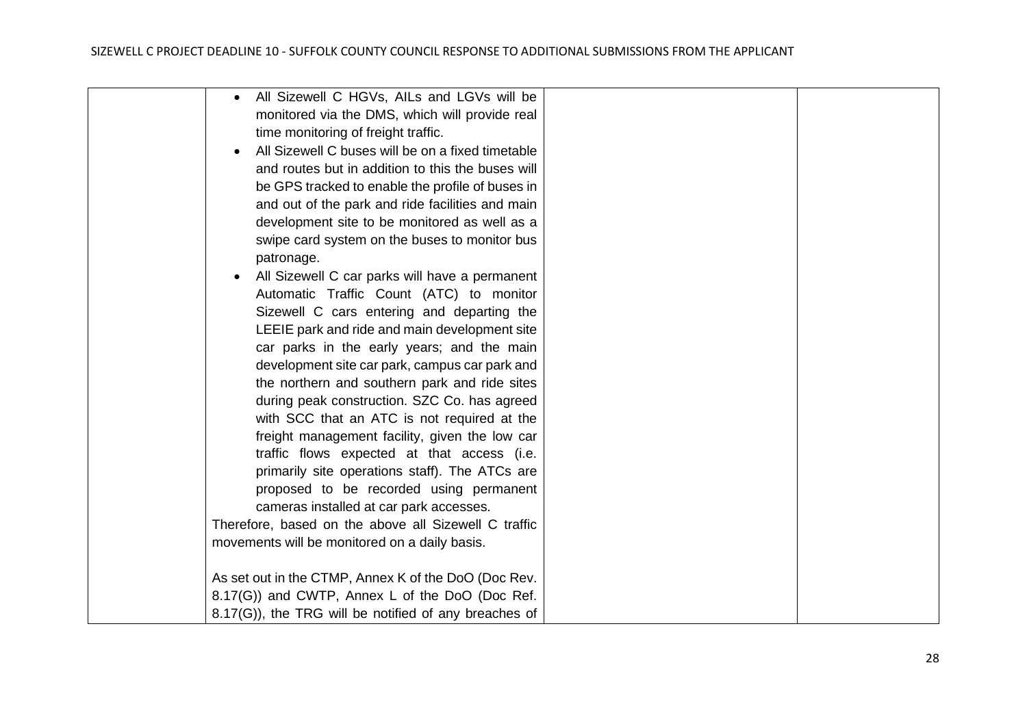| | | | |
|---|---|---|---|
| | • All Sizewell C HGVs, AILs and LGVs will be monitored via the DMS, which will provide real time monitoring of freight traffic.<br>• All Sizewell C buses will be on a fixed timetable and routes but in addition to this the buses will be GPS tracked to enable the profile of buses in and out of the park and ride facilities and main development site to be monitored as well as a swipe card system on the buses to monitor bus patronage.<br>• All Sizewell C car parks will have a permanent Automatic Traffic Count (ATC) to monitor Sizewell C cars entering and departing the LEEIE park and ride and main development site car parks in the early years; and the main development site car park, campus car park and the northern and southern park and ride sites during peak construction. SZC Co. has agreed with SCC that an ATC is not required at the freight management facility, given the low car traffic flows expected at that access (i.e. primarily site operations staff). The ATCs are proposed to be recorded using permanent cameras installed at car park accesses.<br>Therefore, based on the above all Sizewell C traffic movements will be monitored on a daily basis.<br><br>As set out in the CTMP, Annex K of the DoO (Doc Rev. 8.17(G)) and CWTP, Annex L of the DoO (Doc Ref. 8.17(G)), the TRG will be notified of any breaches of | | |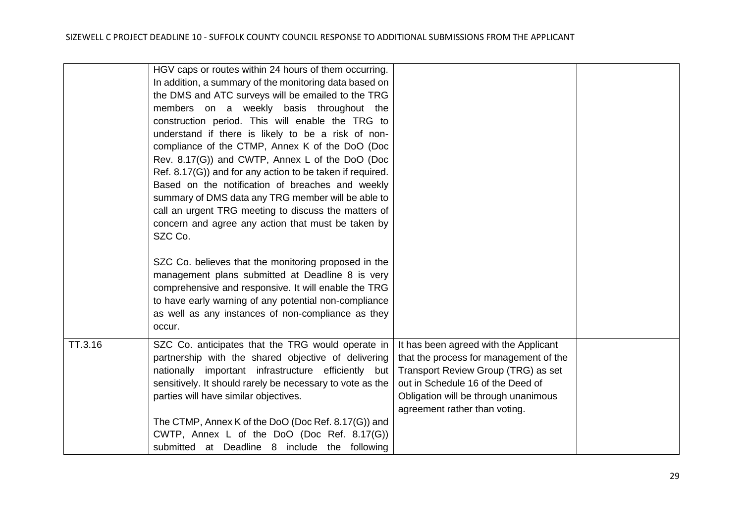| | | | |
|---|---|---|---|
| | HGV caps or routes within 24 hours of them occurring. In addition, a summary of the monitoring data based on the DMS and ATC surveys will be emailed to the TRG members on a weekly basis throughout the construction period. This will enable the TRG to understand if there is likely to be a risk of non-compliance of the CTMP, Annex K of the DoO (Doc Rev. 8.17(G)) and CWTP, Annex L of the DoO (Doc Ref. 8.17(G)) and for any action to be taken if required. Based on the notification of breaches and weekly summary of DMS data any TRG member will be able to call an urgent TRG meeting to discuss the matters of concern and agree any action that must be taken by SZC Co.<br><br>SZC Co. believes that the monitoring proposed in the management plans submitted at Deadline 8 is very comprehensive and responsive. It will enable the TRG to have early warning of any potential non-compliance as well as any instances of non-compliance as they occur. | | |
| TT.3.16 | SZC Co. anticipates that the TRG would operate in partnership with the shared objective of delivering nationally important infrastructure efficiently but sensitively. It should rarely be necessary to vote as the parties will have similar objectives.<br><br>The CTMP, Annex K of the DoO (Doc Ref. 8.17(G)) and CWTP, Annex L of the DoO (Doc Ref. 8.17(G)) submitted at Deadline 8 include the following | It has been agreed with the Applicant that the process for management of the Transport Review Group (TRG) as set out in Schedule 16 of the Deed of Obligation will be through unanimous agreement rather than voting. | |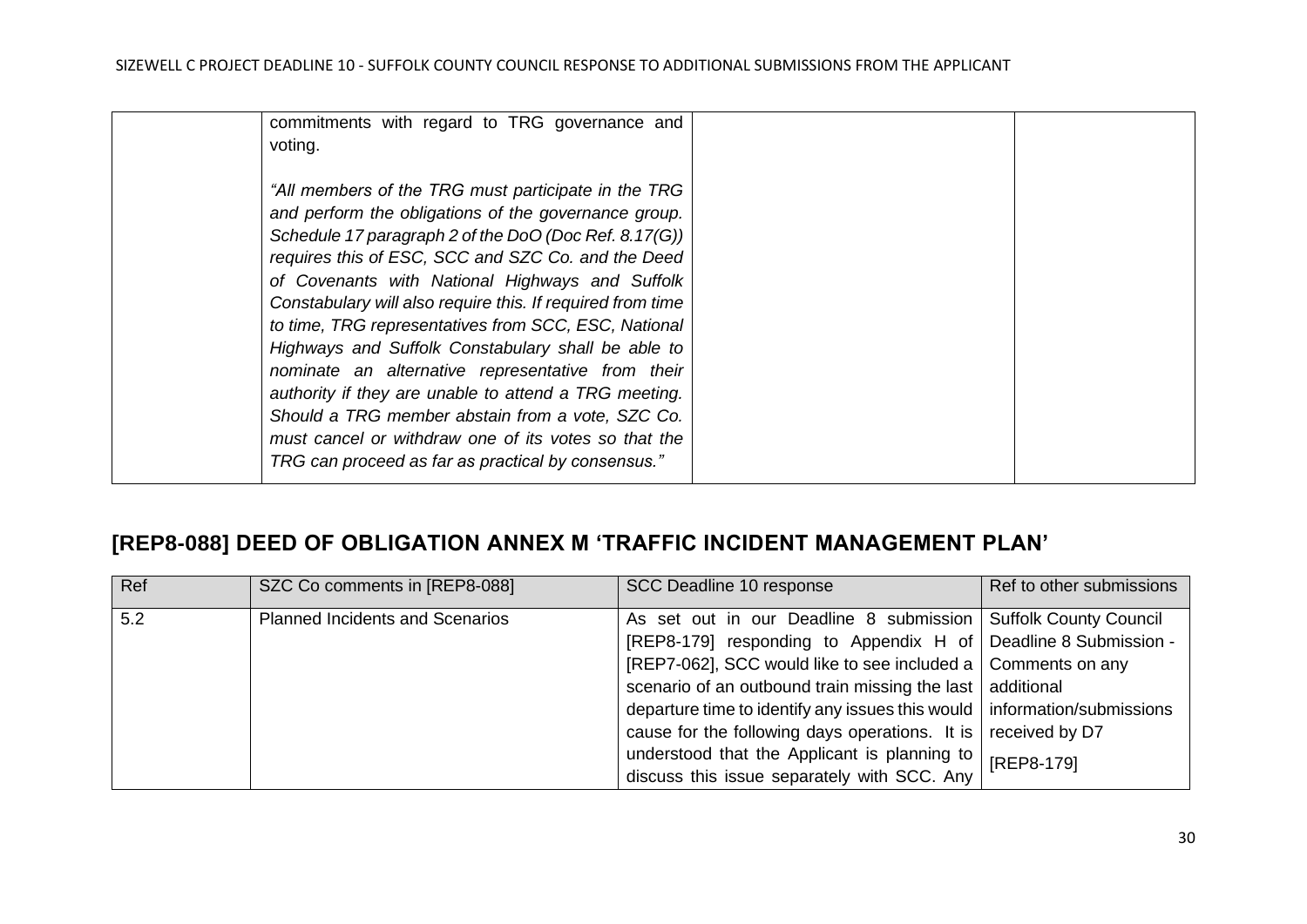| | commitments with regard to TRG governance and voting.<br><br>*"All members of the TRG must participate in the TRG and perform the obligations of the governance group. Schedule 17 paragraph 2 of the DoO (Doc Ref. 8.17(G)) requires this of ESC, SCC and SZC Co. and the Deed of Covenants with National Highways and Suffolk Constabulary will also require this. If required from time to time, TRG representatives from SCC, ESC, National Highways and Suffolk Constabulary shall be able to nominate an alternative representative from their authority if they are unable to attend a TRG meeting. Should a TRG member abstain from a vote, SZC Co. must cancel or withdraw one of its votes so that the TRG can proceed as far as practical by consensus."* | | |
|---|---|---|---|

## [REP8-088] DEED OF OBLIGATION ANNEX M 'TRAFFIC INCIDENT MANAGEMENT PLAN'

| Ref | SZC Co comments in [REP8-088] | SCC Deadline 10 response | Ref to other submissions |
|---|---|---|---|
| 5.2 | Planned Incidents and Scenarios | As set out in our Deadline 8 submission [REP8-179] responding to Appendix H of [REP7-062], SCC would like to see included a scenario of an outbound train missing the last departure time to identify any issues this would cause for the following days operations. It is understood that the Applicant is planning to discuss this issue separately with SCC. Any | Suffolk County Council Deadline 8 Submission - Comments on any additional information/submissions received by D7<br><br>[REP8-179] |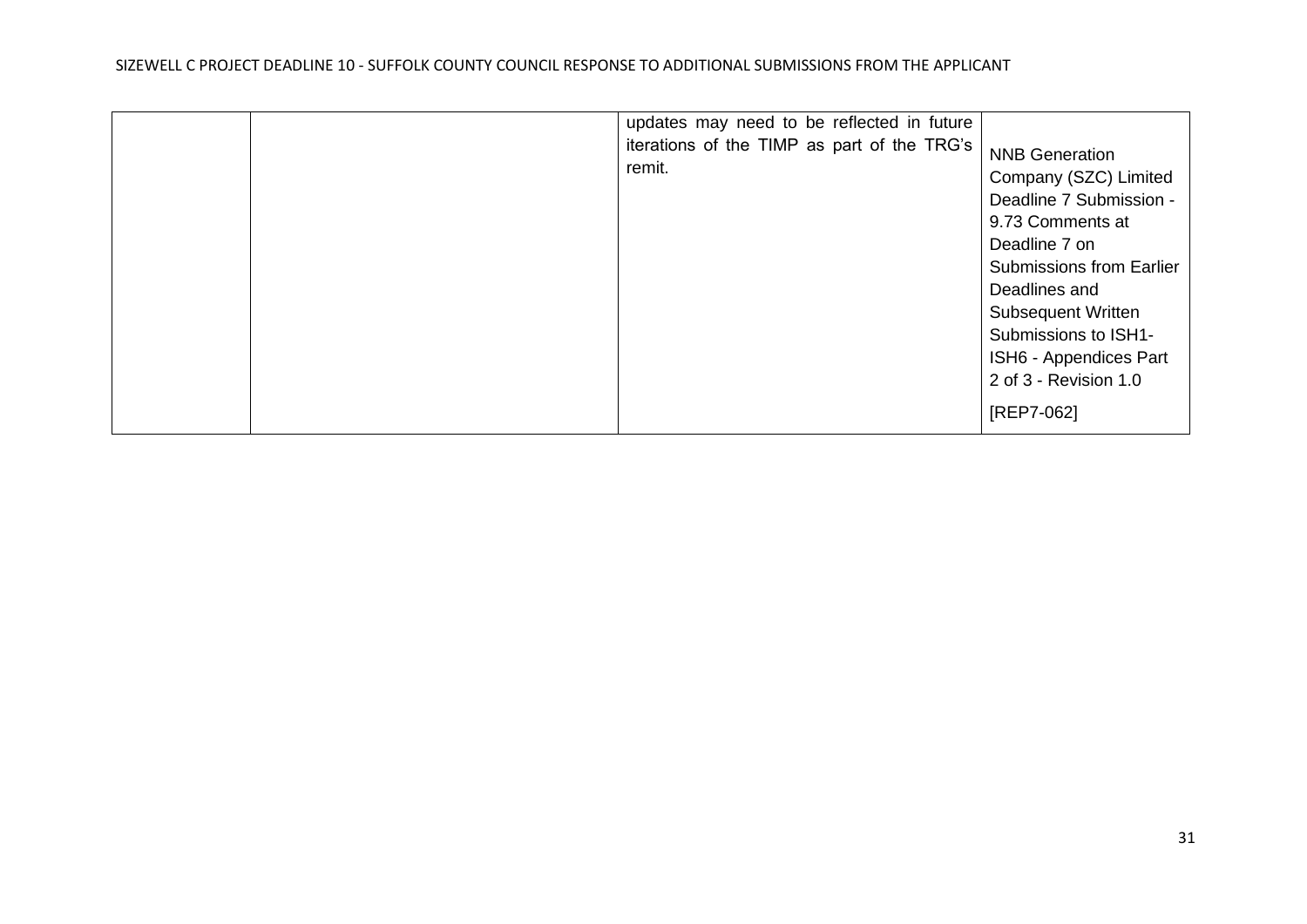| | | | |
|---|---|---|---|
| | | updates may need to be reflected in future iterations of the TIMP as part of the TRG's remit. | NNB Generation Company (SZC) Limited Deadline 7 Submission - 9.73 Comments at Deadline 7 on Submissions from Earlier Deadlines and Subsequent Written Submissions to ISH1-ISH6 - Appendices Part 2 of 3 - Revision 1.0 [REP7-062] |